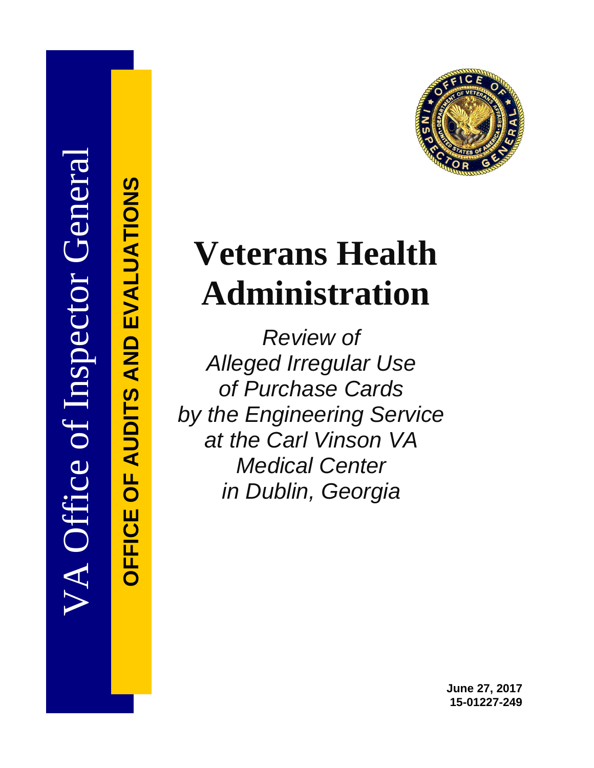VA Office of Inspector General

**OFFICE OF AUDITS AND EVALUATIONS**

# Veterans Health Administration

*Review of Alleged Irregular Use of Purchase Cards by the Engineering Service at the Carl Vinson VA Medical Center in Dublin, Georgia*

**June 27, 2017**
**15-01227-249**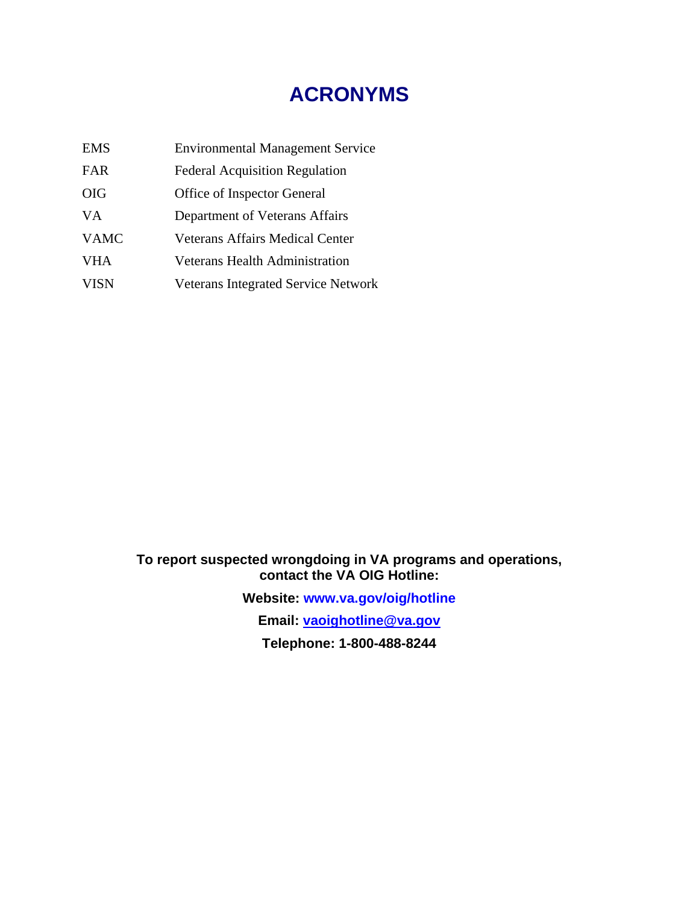# ACRONYMS

| | |
|---|---|
| EMS | Environmental Management Service |
| FAR | Federal Acquisition Regulation |
| OIG | Office of Inspector General |
| VA | Department of Veterans Affairs |
| VAMC | Veterans Affairs Medical Center |
| VHA | Veterans Health Administration |
| VISN | Veterans Integrated Service Network |

**To report suspected wrongdoing in VA programs and operations, contact the VA OIG Hotline:**

**Website: www.va.gov/oig/hotline**

**Email: vaoighotline@va.gov**

**Telephone: 1-800-488-8244**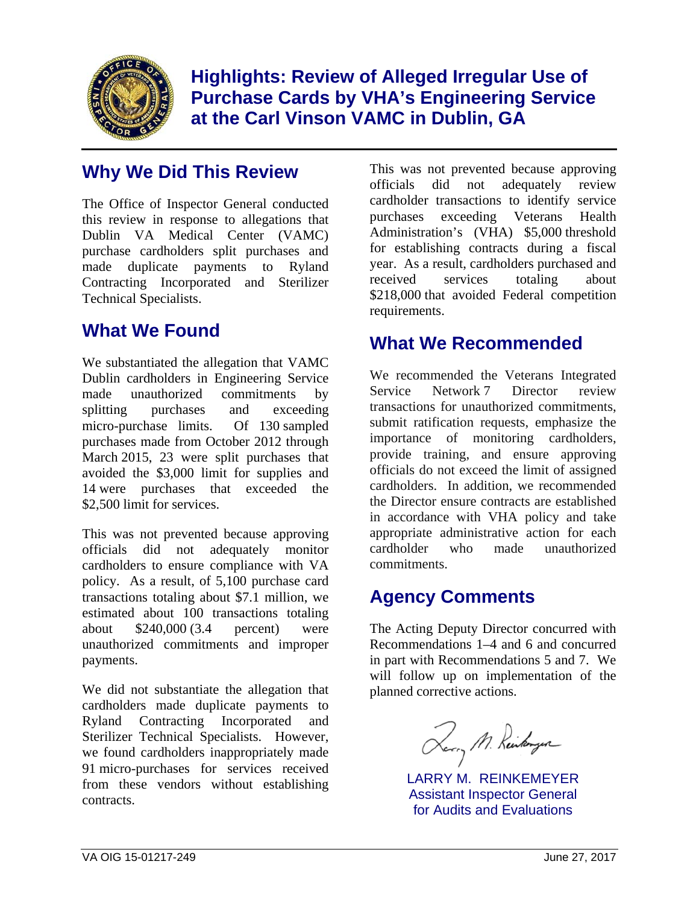# Highlights: Review of Alleged Irregular Use of Purchase Cards by VHA's Engineering Service at the Carl Vinson VAMC in Dublin, GA

## Why We Did This Review

The Office of Inspector General conducted this review in response to allegations that Dublin VA Medical Center (VAMC) purchase cardholders split purchases and made duplicate payments to Ryland Contracting Incorporated and Sterilizer Technical Specialists.

## What We Found

We substantiated the allegation that VAMC Dublin cardholders in Engineering Service made unauthorized commitments by splitting purchases and exceeding micro-purchase limits. Of 130 sampled purchases made from October 2012 through March 2015, 23 were split purchases that avoided the $3,000 limit for supplies and 14 were purchases that exceeded the $2,500 limit for services.

This was not prevented because approving officials did not adequately monitor cardholders to ensure compliance with VA policy. As a result, of 5,100 purchase card transactions totaling about $7.1 million, we estimated about 100 transactions totaling about $240,000 (3.4 percent) were unauthorized commitments and improper payments.

We did not substantiate the allegation that cardholders made duplicate payments to Ryland Contracting Incorporated and Sterilizer Technical Specialists. However, we found cardholders inappropriately made 91 micro-purchases for services received from these vendors without establishing contracts.

This was not prevented because approving officials did not adequately review cardholder transactions to identify service purchases exceeding Veterans Health Administration's (VHA) $5,000 threshold for establishing contracts during a fiscal year. As a result, cardholders purchased and received services totaling about $218,000 that avoided Federal competition requirements.

## What We Recommended

We recommended the Veterans Integrated Service Network 7 Director review transactions for unauthorized commitments, submit ratification requests, emphasize the importance of monitoring cardholders, provide training, and ensure approving officials do not exceed the limit of assigned cardholders. In addition, we recommended the Director ensure contracts are established in accordance with VHA policy and take appropriate administrative action for each cardholder who made unauthorized commitments.

## Agency Comments

The Acting Deputy Director concurred with Recommendations 1–4 and 6 and concurred in part with Recommendations 5 and 7. We will follow up on implementation of the planned corrective actions.

LARRY M. REINKEMEYER
Assistant Inspector General
for Audits and Evaluations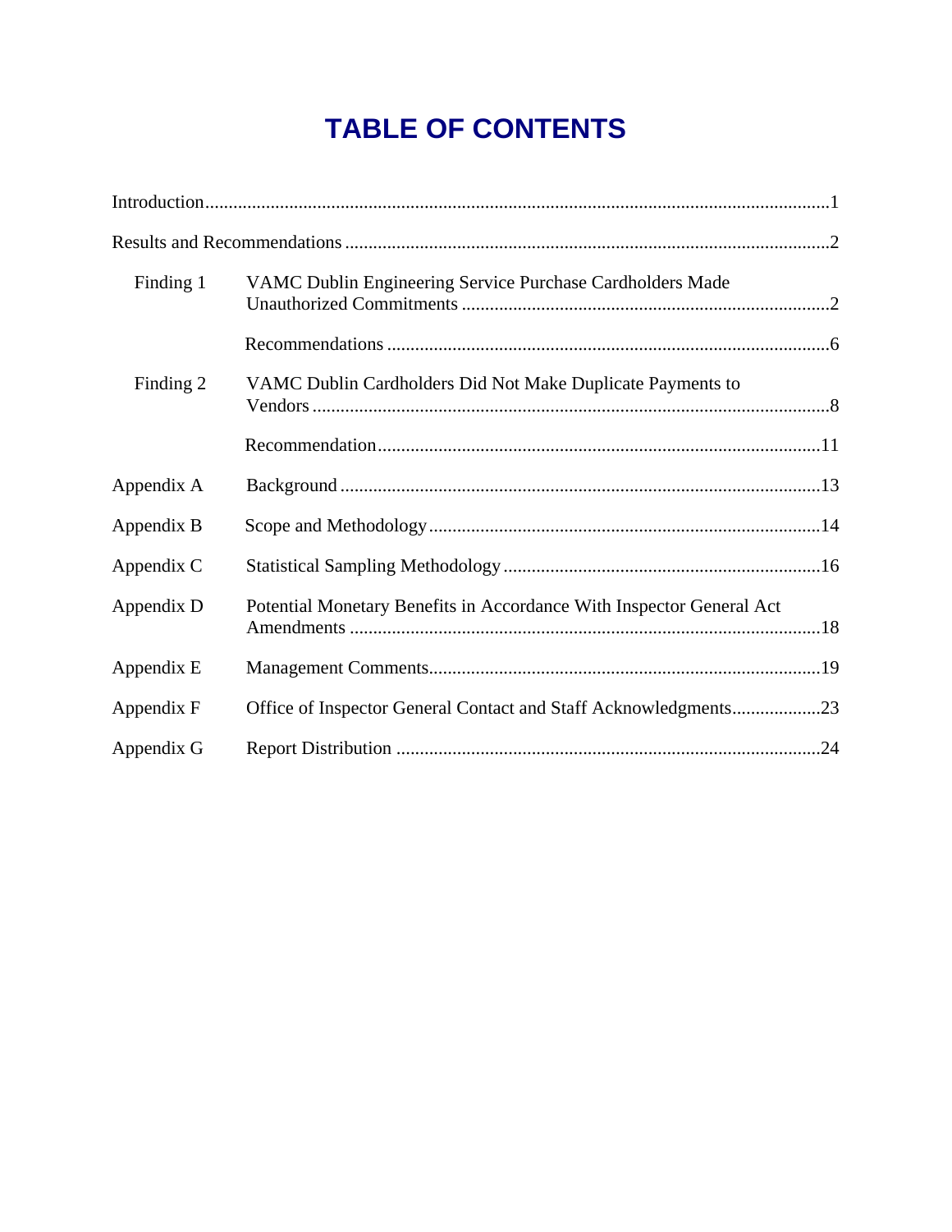# TABLE OF CONTENTS

| | | |
|---|---|---|
| Introduction | | 1 |
| Results and Recommendations | | 2 |
| Finding 1 | VAMC Dublin Engineering Service Purchase Cardholders Made Unauthorized Commitments | 2 |
| | Recommendations | 6 |
| Finding 2 | VAMC Dublin Cardholders Did Not Make Duplicate Payments to Vendors | 8 |
| | Recommendation | 11 |
| Appendix A | Background | 13 |
| Appendix B | Scope and Methodology | 14 |
| Appendix C | Statistical Sampling Methodology | 16 |
| Appendix D | Potential Monetary Benefits in Accordance With Inspector General Act Amendments | 18 |
| Appendix E | Management Comments | 19 |
| Appendix F | Office of Inspector General Contact and Staff Acknowledgments | 23 |
| Appendix G | Report Distribution | 24 |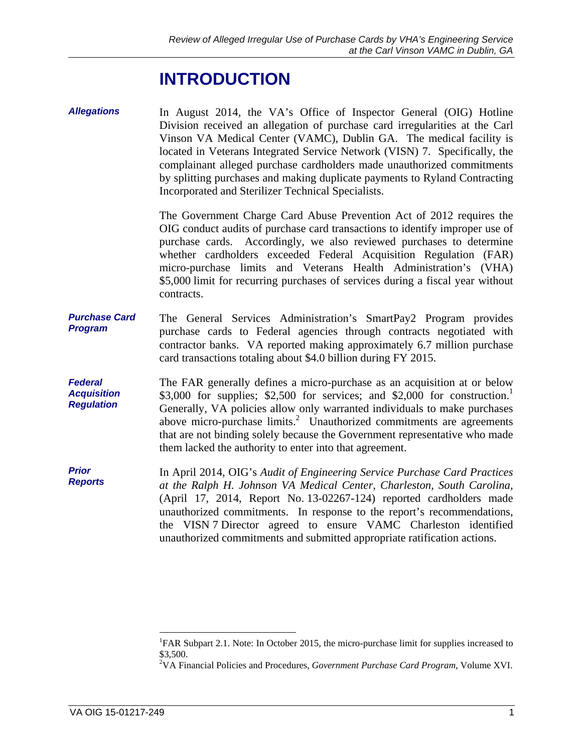# INTRODUCTION

***Allegations***

In August 2014, the VA's Office of Inspector General (OIG) Hotline Division received an allegation of purchase card irregularities at the Carl Vinson VA Medical Center (VAMC), Dublin GA. The medical facility is located in Veterans Integrated Service Network (VISN) 7. Specifically, the complainant alleged purchase cardholders made unauthorized commitments by splitting purchases and making duplicate payments to Ryland Contracting Incorporated and Sterilizer Technical Specialists.

The Government Charge Card Abuse Prevention Act of 2012 requires the OIG conduct audits of purchase card transactions to identify improper use of purchase cards. Accordingly, we also reviewed purchases to determine whether cardholders exceeded Federal Acquisition Regulation (FAR) micro-purchase limits and Veterans Health Administration's (VHA) $5,000 limit for recurring purchases of services during a fiscal year without contracts.

***Purchase Card Program***

The General Services Administration's SmartPay2 Program provides purchase cards to Federal agencies through contracts negotiated with contractor banks. VA reported making approximately 6.7 million purchase card transactions totaling about $4.0 billion during FY 2015.

***Federal Acquisition Regulation***

The FAR generally defines a micro-purchase as an acquisition at or below $3,000 for supplies; $2,500 for services; and $2,000 for construction.[1] Generally, VA policies allow only warranted individuals to make purchases above micro-purchase limits.[2] Unauthorized commitments are agreements that are not binding solely because the Government representative who made them lacked the authority to enter into that agreement.

***Prior Reports***

In April 2014, OIG's *Audit of Engineering Service Purchase Card Practices at the Ralph H. Johnson VA Medical Center, Charleston, South Carolina,* (April 17, 2014, Report No. 13-02267-124) reported cardholders made unauthorized commitments. In response to the report's recommendations, the VISN 7 Director agreed to ensure VAMC Charleston identified unauthorized commitments and submitted appropriate ratification actions.

---

[1] FAR Subpart 2.1. Note: In October 2015, the micro-purchase limit for supplies increased to $3,500.

[2] VA Financial Policies and Procedures, *Government Purchase Card Program*, Volume XVI.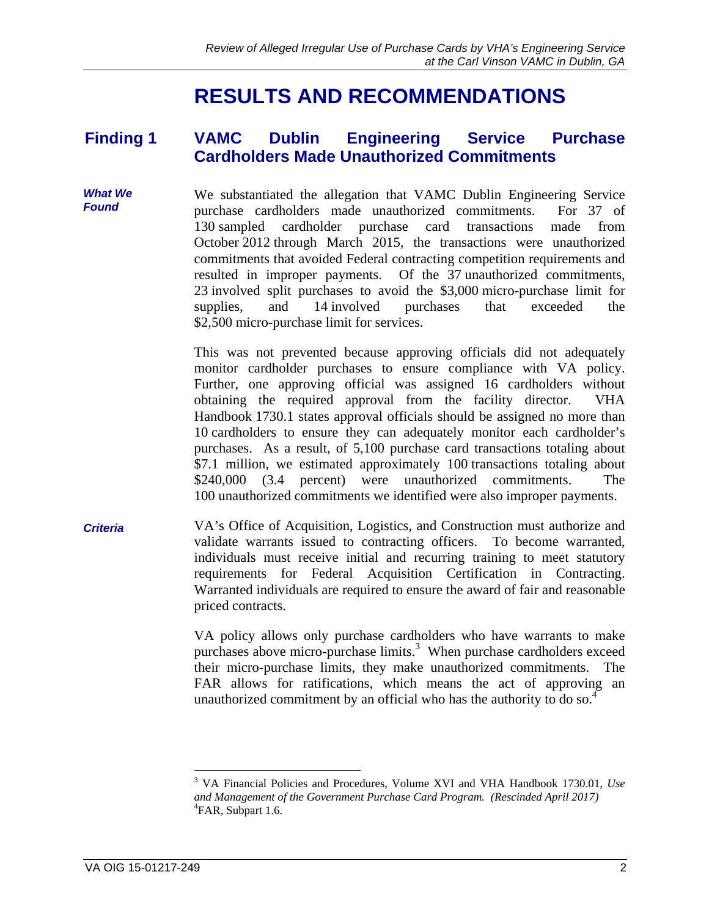# RESULTS AND RECOMMENDATIONS

## Finding 1 VAMC Dublin Engineering Service Purchase Cardholders Made Unauthorized Commitments

***What We Found***

We substantiated the allegation that VAMC Dublin Engineering Service purchase cardholders made unauthorized commitments. For 37 of 130 sampled cardholder purchase card transactions made from October 2012 through March 2015, the transactions were unauthorized commitments that avoided Federal contracting competition requirements and resulted in improper payments. Of the 37 unauthorized commitments, 23 involved split purchases to avoid the $3,000 micro-purchase limit for supplies, and 14 involved purchases that exceeded the $2,500 micro-purchase limit for services.

This was not prevented because approving officials did not adequately monitor cardholder purchases to ensure compliance with VA policy. Further, one approving official was assigned 16 cardholders without obtaining the required approval from the facility director. VHA Handbook 1730.1 states approval officials should be assigned no more than 10 cardholders to ensure they can adequately monitor each cardholder's purchases. As a result, of 5,100 purchase card transactions totaling about $7.1 million, we estimated approximately 100 transactions totaling about $240,000 (3.4 percent) were unauthorized commitments. The 100 unauthorized commitments we identified were also improper payments.

***Criteria***

VA's Office of Acquisition, Logistics, and Construction must authorize and validate warrants issued to contracting officers. To become warranted, individuals must receive initial and recurring training to meet statutory requirements for Federal Acquisition Certification in Contracting. Warranted individuals are required to ensure the award of fair and reasonable priced contracts.

VA policy allows only purchase cardholders who have warrants to make purchases above micro-purchase limits.[3] When purchase cardholders exceed their micro-purchase limits, they make unauthorized commitments. The FAR allows for ratifications, which means the act of approving an unauthorized commitment by an official who has the authority to do so.[4]

---

[3] VA Financial Policies and Procedures, Volume XVI and VHA Handbook 1730.01, *Use and Management of the Government Purchase Card Program. (Rescinded April 2017)*

[4] FAR, Subpart 1.6.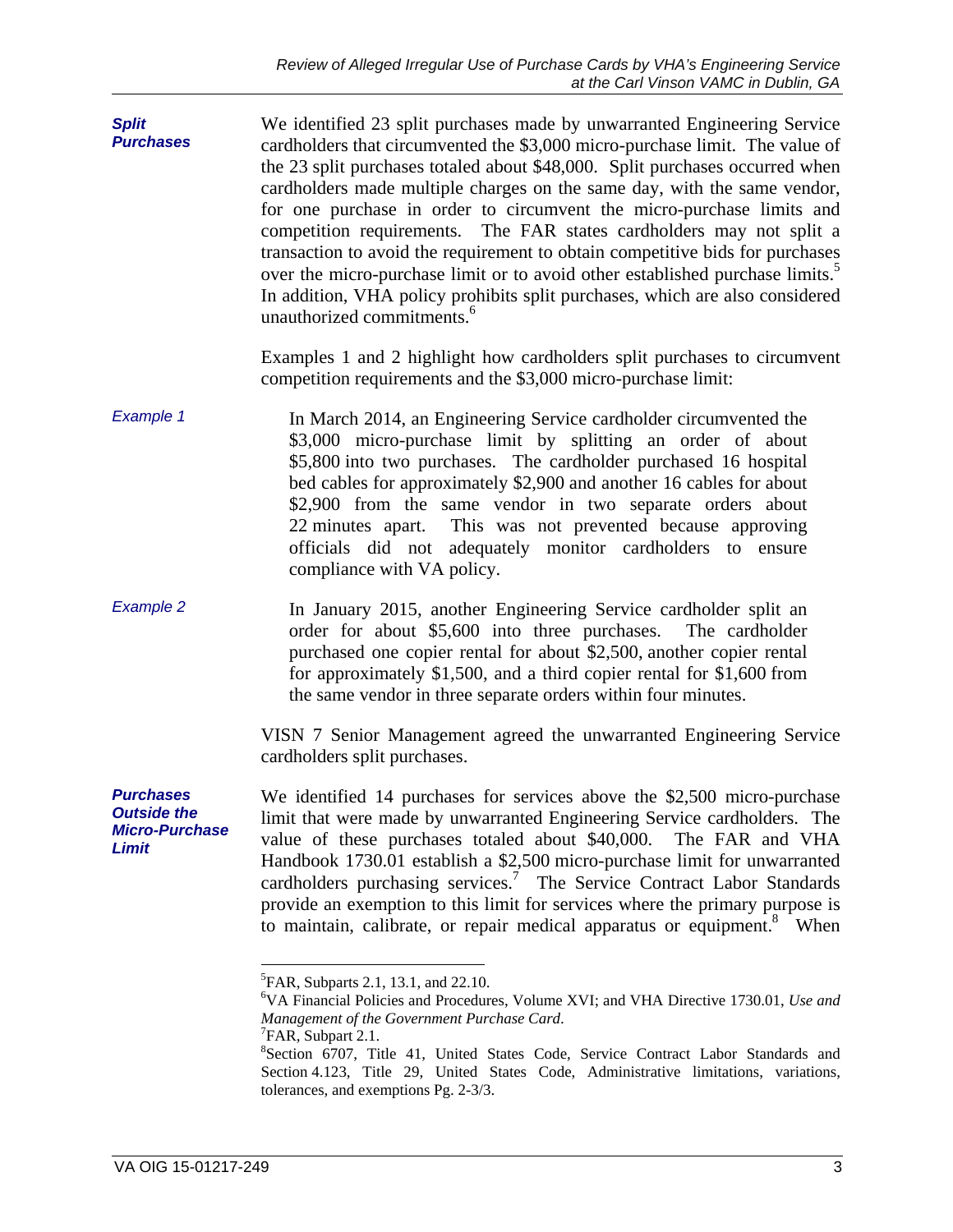**Split Purchases**

We identified 23 split purchases made by unwarranted Engineering Service cardholders that circumvented the $3,000 micro-purchase limit. The value of the 23 split purchases totaled about $48,000. Split purchases occurred when cardholders made multiple charges on the same day, with the same vendor, for one purchase in order to circumvent the micro-purchase limits and competition requirements. The FAR states cardholders may not split a transaction to avoid the requirement to obtain competitive bids for purchases over the micro-purchase limit or to avoid other established purchase limits.[5] In addition, VHA policy prohibits split purchases, which are also considered unauthorized commitments.[6]

Examples 1 and 2 highlight how cardholders split purchases to circumvent competition requirements and the $3,000 micro-purchase limit:

*Example 1*

> In March 2014, an Engineering Service cardholder circumvented the $3,000 micro-purchase limit by splitting an order of about $5,800 into two purchases. The cardholder purchased 16 hospital bed cables for approximately $2,900 and another 16 cables for about $2,900 from the same vendor in two separate orders about 22 minutes apart. This was not prevented because approving officials did not adequately monitor cardholders to ensure compliance with VA policy.

*Example 2*

> In January 2015, another Engineering Service cardholder split an order for about $5,600 into three purchases. The cardholder purchased one copier rental for about $2,500, another copier rental for approximately $1,500, and a third copier rental for $1,600 from the same vendor in three separate orders within four minutes.

VISN 7 Senior Management agreed the unwarranted Engineering Service cardholders split purchases.

**Purchases Outside the Micro-Purchase Limit**

We identified 14 purchases for services above the $2,500 micro-purchase limit that were made by unwarranted Engineering Service cardholders. The value of these purchases totaled about $40,000. The FAR and VHA Handbook 1730.01 establish a $2,500 micro-purchase limit for unwarranted cardholders purchasing services.[7] The Service Contract Labor Standards provide an exemption to this limit for services where the primary purpose is to maintain, calibrate, or repair medical apparatus or equipment.[8] When

---

[5] FAR, Subparts 2.1, 13.1, and 22.10.

[6] VA Financial Policies and Procedures, Volume XVI; and VHA Directive 1730.01, *Use and Management of the Government Purchase Card*.

[7] FAR, Subpart 2.1.

[8] Section 6707, Title 41, United States Code, Service Contract Labor Standards and Section 4.123, Title 29, United States Code, Administrative limitations, variations, tolerances, and exemptions Pg. 2-3/3.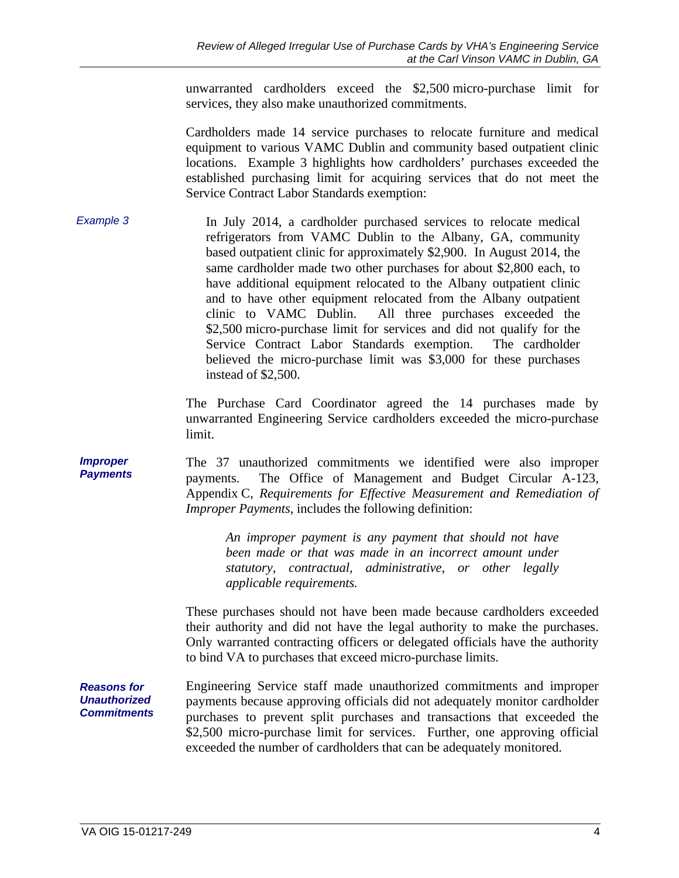unwarranted cardholders exceed the $2,500 micro-purchase limit for services, they also make unauthorized commitments.

Cardholders made 14 service purchases to relocate furniture and medical equipment to various VAMC Dublin and community based outpatient clinic locations. Example 3 highlights how cardholders' purchases exceeded the established purchasing limit for acquiring services that do not meet the Service Contract Labor Standards exemption:

*Example 3*

> In July 2014, a cardholder purchased services to relocate medical refrigerators from VAMC Dublin to the Albany, GA, community based outpatient clinic for approximately $2,900. In August 2014, the same cardholder made two other purchases for about $2,800 each, to have additional equipment relocated to the Albany outpatient clinic and to have other equipment relocated from the Albany outpatient clinic to VAMC Dublin. All three purchases exceeded the $2,500 micro-purchase limit for services and did not qualify for the Service Contract Labor Standards exemption. The cardholder believed the micro-purchase limit was $3,000 for these purchases instead of $2,500.

The Purchase Card Coordinator agreed the 14 purchases made by unwarranted Engineering Service cardholders exceeded the micro-purchase limit.

***Improper Payments***

The 37 unauthorized commitments we identified were also improper payments. The Office of Management and Budget Circular A-123, Appendix C, *Requirements for Effective Measurement and Remediation of Improper Payments*, includes the following definition:

> *An improper payment is any payment that should not have been made or that was made in an incorrect amount under statutory, contractual, administrative, or other legally applicable requirements.*

These purchases should not have been made because cardholders exceeded their authority and did not have the legal authority to make the purchases. Only warranted contracting officers or delegated officials have the authority to bind VA to purchases that exceed micro-purchase limits.

***Reasons for Unauthorized Commitments***

Engineering Service staff made unauthorized commitments and improper payments because approving officials did not adequately monitor cardholder purchases to prevent split purchases and transactions that exceeded the $2,500 micro-purchase limit for services. Further, one approving official exceeded the number of cardholders that can be adequately monitored.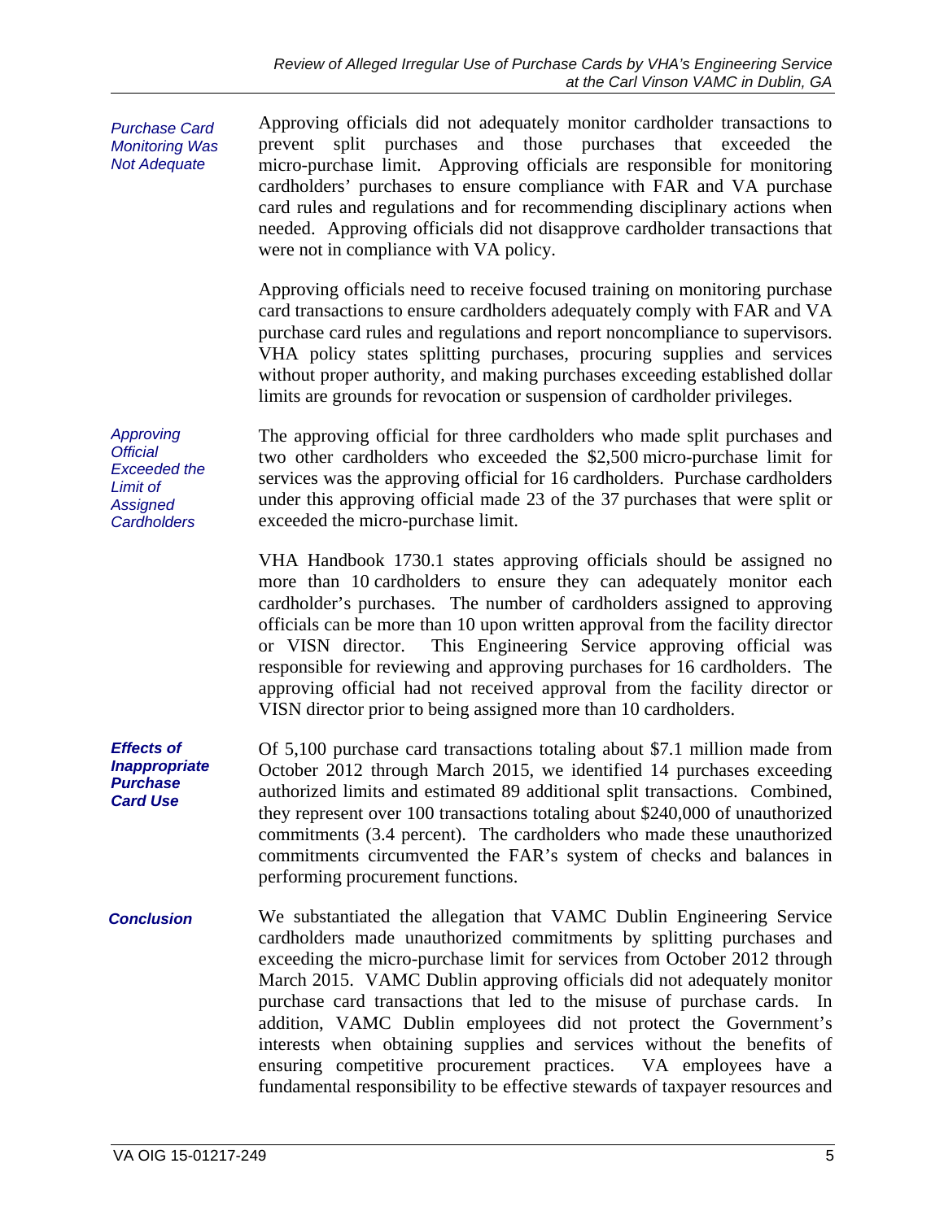### Purchase Card Monitoring Was Not Adequate

Approving officials did not adequately monitor cardholder transactions to prevent split purchases and those purchases that exceeded the micro-purchase limit. Approving officials are responsible for monitoring cardholders' purchases to ensure compliance with FAR and VA purchase card rules and regulations and for recommending disciplinary actions when needed. Approving officials did not disapprove cardholder transactions that were not in compliance with VA policy.

Approving officials need to receive focused training on monitoring purchase card transactions to ensure cardholders adequately comply with FAR and VA purchase card rules and regulations and report noncompliance to supervisors. VHA policy states splitting purchases, procuring supplies and services without proper authority, and making purchases exceeding established dollar limits are grounds for revocation or suspension of cardholder privileges.

### Approving Official Exceeded the Limit of Assigned Cardholders

The approving official for three cardholders who made split purchases and two other cardholders who exceeded the $2,500 micro-purchase limit for services was the approving official for 16 cardholders. Purchase cardholders under this approving official made 23 of the 37 purchases that were split or exceeded the micro-purchase limit.

VHA Handbook 1730.1 states approving officials should be assigned no more than 10 cardholders to ensure they can adequately monitor each cardholder's purchases. The number of cardholders assigned to approving officials can be more than 10 upon written approval from the facility director or VISN director. This Engineering Service approving official was responsible for reviewing and approving purchases for 16 cardholders. The approving official had not received approval from the facility director or VISN director prior to being assigned more than 10 cardholders.

### Effects of Inappropriate Purchase Card Use

Of 5,100 purchase card transactions totaling about $7.1 million made from October 2012 through March 2015, we identified 14 purchases exceeding authorized limits and estimated 89 additional split transactions. Combined, they represent over 100 transactions totaling about $240,000 of unauthorized commitments (3.4 percent). The cardholders who made these unauthorized commitments circumvented the FAR's system of checks and balances in performing procurement functions.

### Conclusion

We substantiated the allegation that VAMC Dublin Engineering Service cardholders made unauthorized commitments by splitting purchases and exceeding the micro-purchase limit for services from October 2012 through March 2015. VAMC Dublin approving officials did not adequately monitor purchase card transactions that led to the misuse of purchase cards. In addition, VAMC Dublin employees did not protect the Government's interests when obtaining supplies and services without the benefits of ensuring competitive procurement practices. VA employees have a fundamental responsibility to be effective stewards of taxpayer resources and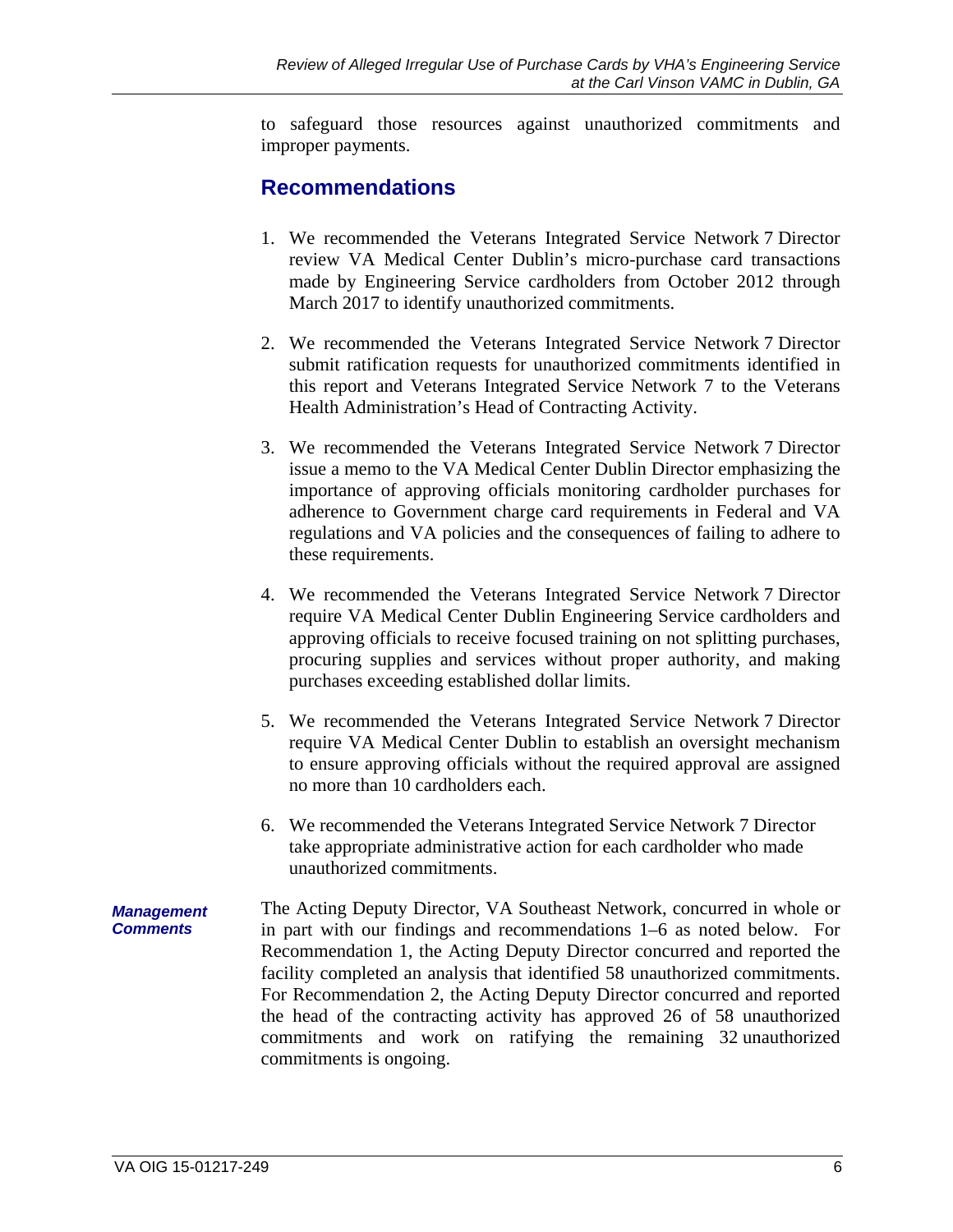to safeguard those resources against unauthorized commitments and improper payments.

## Recommendations

1. We recommended the Veterans Integrated Service Network 7 Director review VA Medical Center Dublin's micro-purchase card transactions made by Engineering Service cardholders from October 2012 through March 2017 to identify unauthorized commitments.

2. We recommended the Veterans Integrated Service Network 7 Director submit ratification requests for unauthorized commitments identified in this report and Veterans Integrated Service Network 7 to the Veterans Health Administration's Head of Contracting Activity.

3. We recommended the Veterans Integrated Service Network 7 Director issue a memo to the VA Medical Center Dublin Director emphasizing the importance of approving officials monitoring cardholder purchases for adherence to Government charge card requirements in Federal and VA regulations and VA policies and the consequences of failing to adhere to these requirements.

4. We recommended the Veterans Integrated Service Network 7 Director require VA Medical Center Dublin Engineering Service cardholders and approving officials to receive focused training on not splitting purchases, procuring supplies and services without proper authority, and making purchases exceeding established dollar limits.

5. We recommended the Veterans Integrated Service Network 7 Director require VA Medical Center Dublin to establish an oversight mechanism to ensure approving officials without the required approval are assigned no more than 10 cardholders each.

6. We recommended the Veterans Integrated Service Network 7 Director take appropriate administrative action for each cardholder who made unauthorized commitments.

***Management Comments***

The Acting Deputy Director, VA Southeast Network, concurred in whole or in part with our findings and recommendations 1–6 as noted below. For Recommendation 1, the Acting Deputy Director concurred and reported the facility completed an analysis that identified 58 unauthorized commitments. For Recommendation 2, the Acting Deputy Director concurred and reported the head of the contracting activity has approved 26 of 58 unauthorized commitments and work on ratifying the remaining 32 unauthorized commitments is ongoing.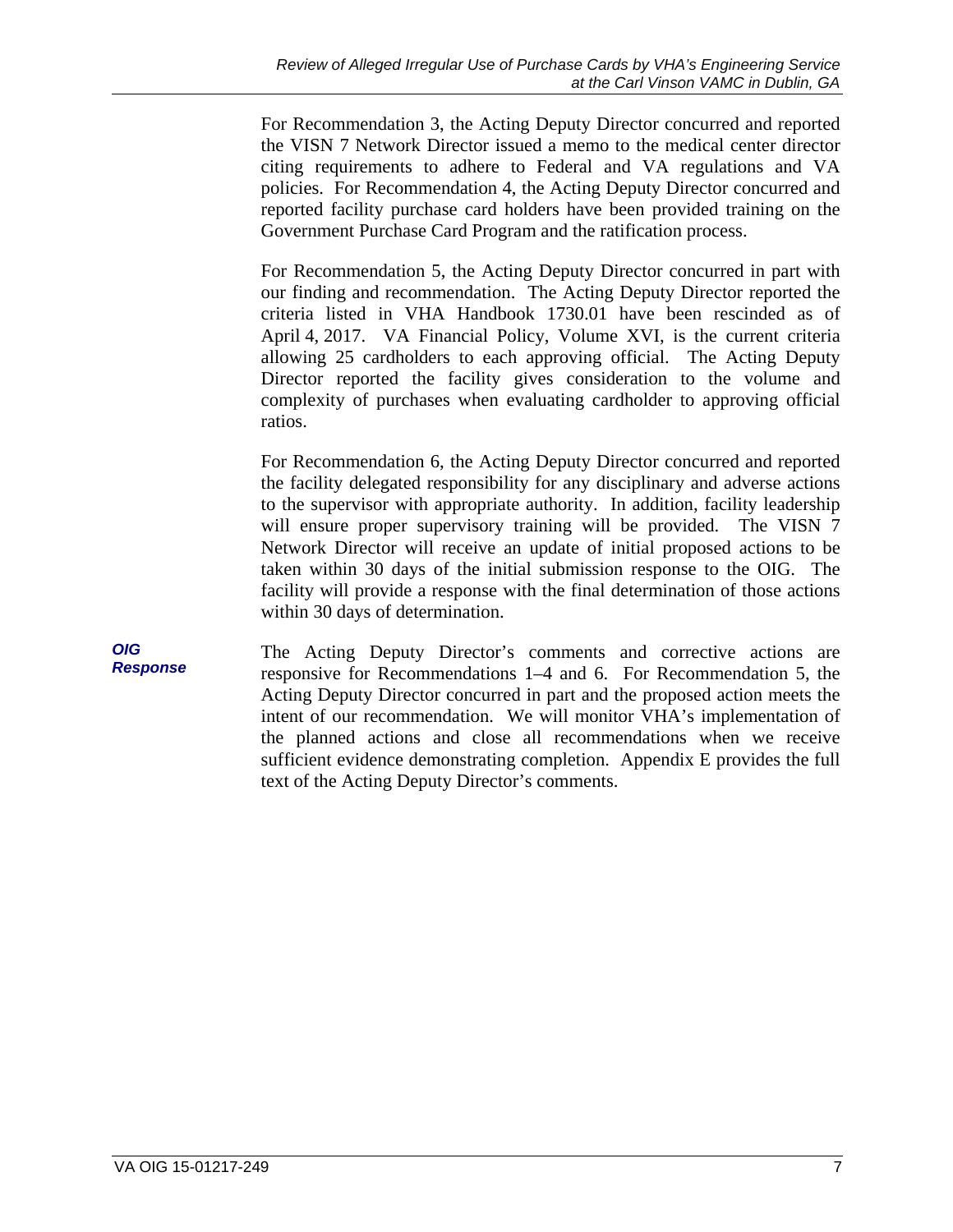For Recommendation 3, the Acting Deputy Director concurred and reported the VISN 7 Network Director issued a memo to the medical center director citing requirements to adhere to Federal and VA regulations and VA policies. For Recommendation 4, the Acting Deputy Director concurred and reported facility purchase card holders have been provided training on the Government Purchase Card Program and the ratification process.

For Recommendation 5, the Acting Deputy Director concurred in part with our finding and recommendation. The Acting Deputy Director reported the criteria listed in VHA Handbook 1730.01 have been rescinded as of April 4, 2017. VA Financial Policy, Volume XVI, is the current criteria allowing 25 cardholders to each approving official. The Acting Deputy Director reported the facility gives consideration to the volume and complexity of purchases when evaluating cardholder to approving official ratios.

For Recommendation 6, the Acting Deputy Director concurred and reported the facility delegated responsibility for any disciplinary and adverse actions to the supervisor with appropriate authority. In addition, facility leadership will ensure proper supervisory training will be provided. The VISN 7 Network Director will receive an update of initial proposed actions to be taken within 30 days of the initial submission response to the OIG. The facility will provide a response with the final determination of those actions within 30 days of determination.

***OIG Response***

The Acting Deputy Director's comments and corrective actions are responsive for Recommendations 1–4 and 6. For Recommendation 5, the Acting Deputy Director concurred in part and the proposed action meets the intent of our recommendation. We will monitor VHA's implementation of the planned actions and close all recommendations when we receive sufficient evidence demonstrating completion. Appendix E provides the full text of the Acting Deputy Director's comments.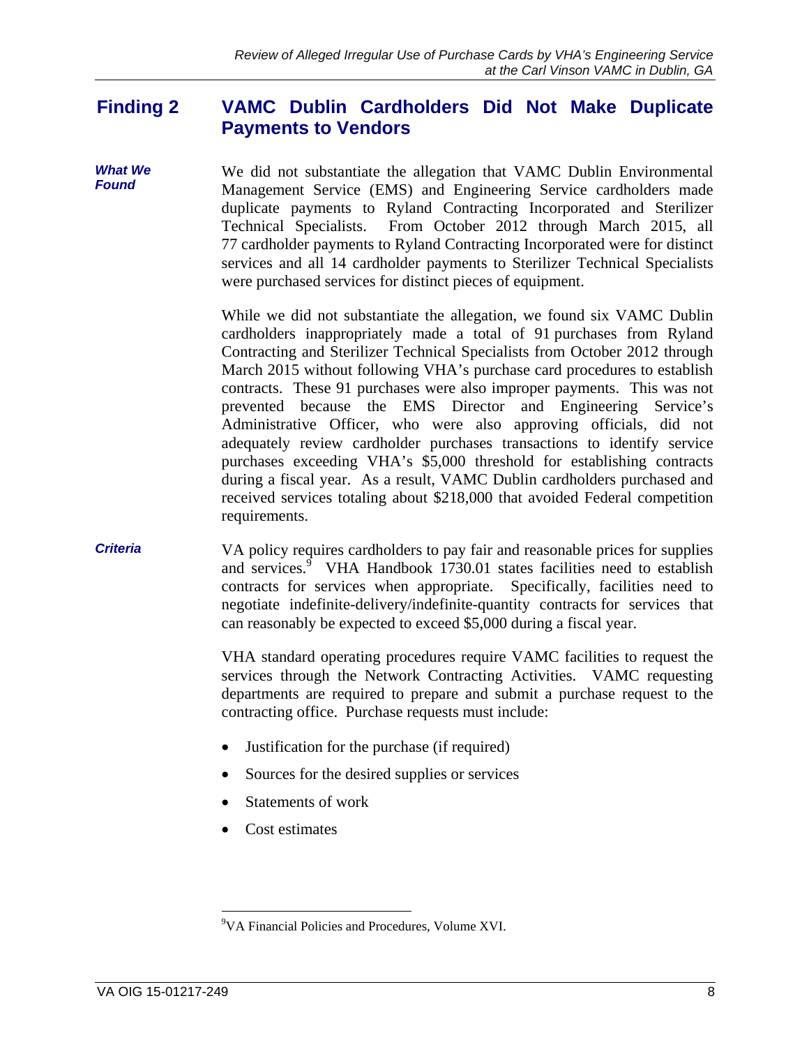## Finding 2 VAMC Dublin Cardholders Did Not Make Duplicate Payments to Vendors

***What We Found***

We did not substantiate the allegation that VAMC Dublin Environmental Management Service (EMS) and Engineering Service cardholders made duplicate payments to Ryland Contracting Incorporated and Sterilizer Technical Specialists. From October 2012 through March 2015, all 77 cardholder payments to Ryland Contracting Incorporated were for distinct services and all 14 cardholder payments to Sterilizer Technical Specialists were purchased services for distinct pieces of equipment.

While we did not substantiate the allegation, we found six VAMC Dublin cardholders inappropriately made a total of 91 purchases from Ryland Contracting and Sterilizer Technical Specialists from October 2012 through March 2015 without following VHA's purchase card procedures to establish contracts. These 91 purchases were also improper payments. This was not prevented because the EMS Director and Engineering Service's Administrative Officer, who were also approving officials, did not adequately review cardholder purchases transactions to identify service purchases exceeding VHA's $5,000 threshold for establishing contracts during a fiscal year. As a result, VAMC Dublin cardholders purchased and received services totaling about $218,000 that avoided Federal competition requirements.

***Criteria***

VA policy requires cardholders to pay fair and reasonable prices for supplies and services.[9] VHA Handbook 1730.01 states facilities need to establish contracts for services when appropriate. Specifically, facilities need to negotiate indefinite-delivery/indefinite-quantity contracts for services that can reasonably be expected to exceed $5,000 during a fiscal year.

VHA standard operating procedures require VAMC facilities to request the services through the Network Contracting Activities. VAMC requesting departments are required to prepare and submit a purchase request to the contracting office. Purchase requests must include:

- Justification for the purchase (if required)
- Sources for the desired supplies or services
- Statements of work
- Cost estimates

[9] VA Financial Policies and Procedures, Volume XVI.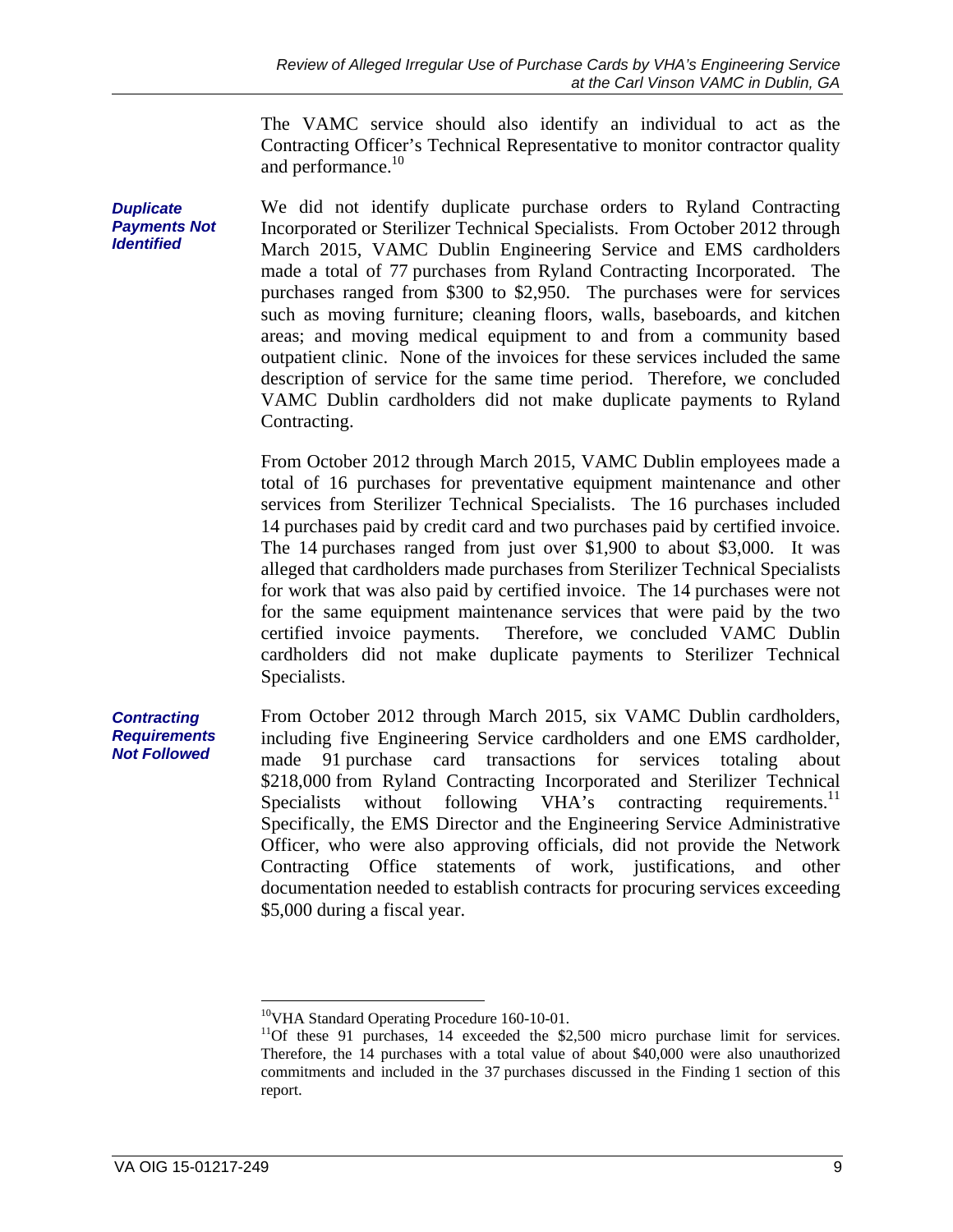The VAMC service should also identify an individual to act as the Contracting Officer's Technical Representative to monitor contractor quality and performance.[10]

***Duplicate Payments Not Identified***

We did not identify duplicate purchase orders to Ryland Contracting Incorporated or Sterilizer Technical Specialists. From October 2012 through March 2015, VAMC Dublin Engineering Service and EMS cardholders made a total of 77 purchases from Ryland Contracting Incorporated. The purchases ranged from $300 to $2,950. The purchases were for services such as moving furniture; cleaning floors, walls, baseboards, and kitchen areas; and moving medical equipment to and from a community based outpatient clinic. None of the invoices for these services included the same description of service for the same time period. Therefore, we concluded VAMC Dublin cardholders did not make duplicate payments to Ryland Contracting.

From October 2012 through March 2015, VAMC Dublin employees made a total of 16 purchases for preventative equipment maintenance and other services from Sterilizer Technical Specialists. The 16 purchases included 14 purchases paid by credit card and two purchases paid by certified invoice. The 14 purchases ranged from just over $1,900 to about $3,000. It was alleged that cardholders made purchases from Sterilizer Technical Specialists for work that was also paid by certified invoice. The 14 purchases were not for the same equipment maintenance services that were paid by the two certified invoice payments. Therefore, we concluded VAMC Dublin cardholders did not make duplicate payments to Sterilizer Technical Specialists.

***Contracting Requirements Not Followed***

From October 2012 through March 2015, six VAMC Dublin cardholders, including five Engineering Service cardholders and one EMS cardholder, made 91 purchase card transactions for services totaling about $218,000 from Ryland Contracting Incorporated and Sterilizer Technical Specialists without following VHA's contracting requirements.[11] Specifically, the EMS Director and the Engineering Service Administrative Officer, who were also approving officials, did not provide the Network Contracting Office statements of work, justifications, and other documentation needed to establish contracts for procuring services exceeding $5,000 during a fiscal year.

---

[10] VHA Standard Operating Procedure 160-10-01.

[11] Of these 91 purchases, 14 exceeded the $2,500 micro purchase limit for services. Therefore, the 14 purchases with a total value of about $40,000 were also unauthorized commitments and included in the 37 purchases discussed in the Finding 1 section of this report.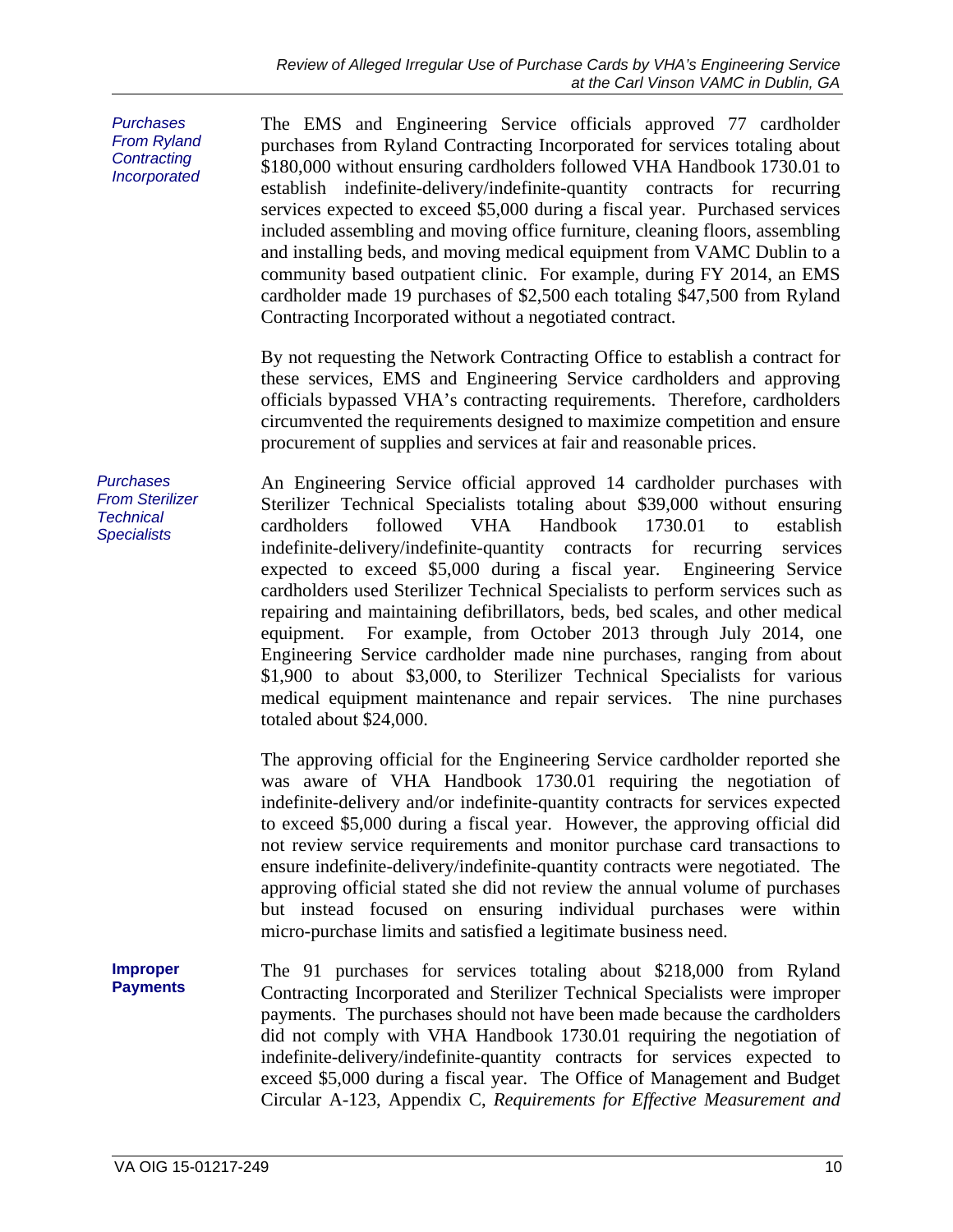*Purchases From Ryland Contracting Incorporated*

The EMS and Engineering Service officials approved 77 cardholder purchases from Ryland Contracting Incorporated for services totaling about $180,000 without ensuring cardholders followed VHA Handbook 1730.01 to establish indefinite-delivery/indefinite-quantity contracts for recurring services expected to exceed $5,000 during a fiscal year. Purchased services included assembling and moving office furniture, cleaning floors, assembling and installing beds, and moving medical equipment from VAMC Dublin to a community based outpatient clinic. For example, during FY 2014, an EMS cardholder made 19 purchases of $2,500 each totaling $47,500 from Ryland Contracting Incorporated without a negotiated contract.

By not requesting the Network Contracting Office to establish a contract for these services, EMS and Engineering Service cardholders and approving officials bypassed VHA's contracting requirements. Therefore, cardholders circumvented the requirements designed to maximize competition and ensure procurement of supplies and services at fair and reasonable prices.

*Purchases From Sterilizer Technical Specialists*

An Engineering Service official approved 14 cardholder purchases with Sterilizer Technical Specialists totaling about $39,000 without ensuring cardholders followed VHA Handbook 1730.01 to establish indefinite-delivery/indefinite-quantity contracts for recurring services expected to exceed $5,000 during a fiscal year. Engineering Service cardholders used Sterilizer Technical Specialists to perform services such as repairing and maintaining defibrillators, beds, bed scales, and other medical equipment. For example, from October 2013 through July 2014, one Engineering Service cardholder made nine purchases, ranging from about $1,900 to about $3,000, to Sterilizer Technical Specialists for various medical equipment maintenance and repair services. The nine purchases totaled about $24,000.

The approving official for the Engineering Service cardholder reported she was aware of VHA Handbook 1730.01 requiring the negotiation of indefinite-delivery and/or indefinite-quantity contracts for services expected to exceed $5,000 during a fiscal year. However, the approving official did not review service requirements and monitor purchase card transactions to ensure indefinite-delivery/indefinite-quantity contracts were negotiated. The approving official stated she did not review the annual volume of purchases but instead focused on ensuring individual purchases were within micro-purchase limits and satisfied a legitimate business need.

**Improper Payments**

The 91 purchases for services totaling about $218,000 from Ryland Contracting Incorporated and Sterilizer Technical Specialists were improper payments. The purchases should not have been made because the cardholders did not comply with VHA Handbook 1730.01 requiring the negotiation of indefinite-delivery/indefinite-quantity contracts for services expected to exceed $5,000 during a fiscal year. The Office of Management and Budget Circular A-123, Appendix C, *Requirements for Effective Measurement and*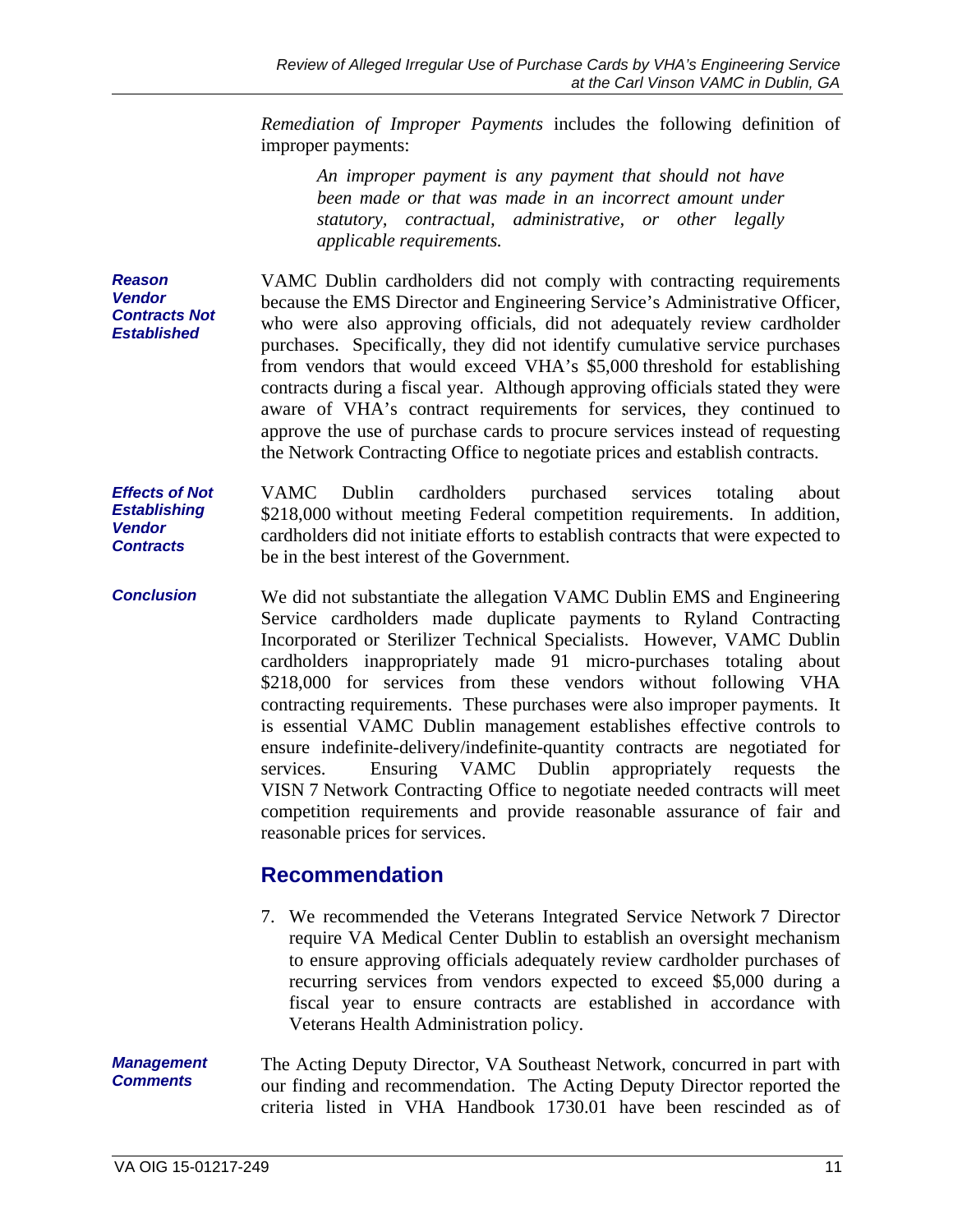*Remediation of Improper Payments* includes the following definition of improper payments:

> *An improper payment is any payment that should not have been made or that was made in an incorrect amount under statutory, contractual, administrative, or other legally applicable requirements.*

***Reason Vendor Contracts Not Established***

VAMC Dublin cardholders did not comply with contracting requirements because the EMS Director and Engineering Service's Administrative Officer, who were also approving officials, did not adequately review cardholder purchases. Specifically, they did not identify cumulative service purchases from vendors that would exceed VHA's $5,000 threshold for establishing contracts during a fiscal year. Although approving officials stated they were aware of VHA's contract requirements for services, they continued to approve the use of purchase cards to procure services instead of requesting the Network Contracting Office to negotiate prices and establish contracts.

***Effects of Not Establishing Vendor Contracts***

VAMC Dublin cardholders purchased services totaling about $218,000 without meeting Federal competition requirements. In addition, cardholders did not initiate efforts to establish contracts that were expected to be in the best interest of the Government.

***Conclusion***

We did not substantiate the allegation VAMC Dublin EMS and Engineering Service cardholders made duplicate payments to Ryland Contracting Incorporated or Sterilizer Technical Specialists. However, VAMC Dublin cardholders inappropriately made 91 micro-purchases totaling about $218,000 for services from these vendors without following VHA contracting requirements. These purchases were also improper payments. It is essential VAMC Dublin management establishes effective controls to ensure indefinite-delivery/indefinite-quantity contracts are negotiated for services. Ensuring VAMC Dublin appropriately requests the VISN 7 Network Contracting Office to negotiate needed contracts will meet competition requirements and provide reasonable assurance of fair and reasonable prices for services.

## Recommendation

7. We recommended the Veterans Integrated Service Network 7 Director require VA Medical Center Dublin to establish an oversight mechanism to ensure approving officials adequately review cardholder purchases of recurring services from vendors expected to exceed $5,000 during a fiscal year to ensure contracts are established in accordance with Veterans Health Administration policy.

***Management Comments***

The Acting Deputy Director, VA Southeast Network, concurred in part with our finding and recommendation. The Acting Deputy Director reported the criteria listed in VHA Handbook 1730.01 have been rescinded as of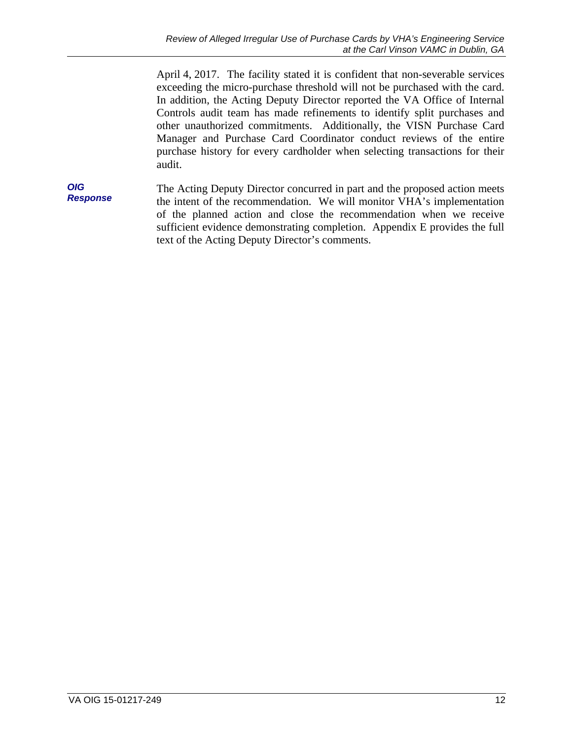April 4, 2017. The facility stated it is confident that non-severable services exceeding the micro-purchase threshold will not be purchased with the card. In addition, the Acting Deputy Director reported the VA Office of Internal Controls audit team has made refinements to identify split purchases and other unauthorized commitments. Additionally, the VISN Purchase Card Manager and Purchase Card Coordinator conduct reviews of the entire purchase history for every cardholder when selecting transactions for their audit.

***OIG Response***

The Acting Deputy Director concurred in part and the proposed action meets the intent of the recommendation. We will monitor VHA's implementation of the planned action and close the recommendation when we receive sufficient evidence demonstrating completion. Appendix E provides the full text of the Acting Deputy Director's comments.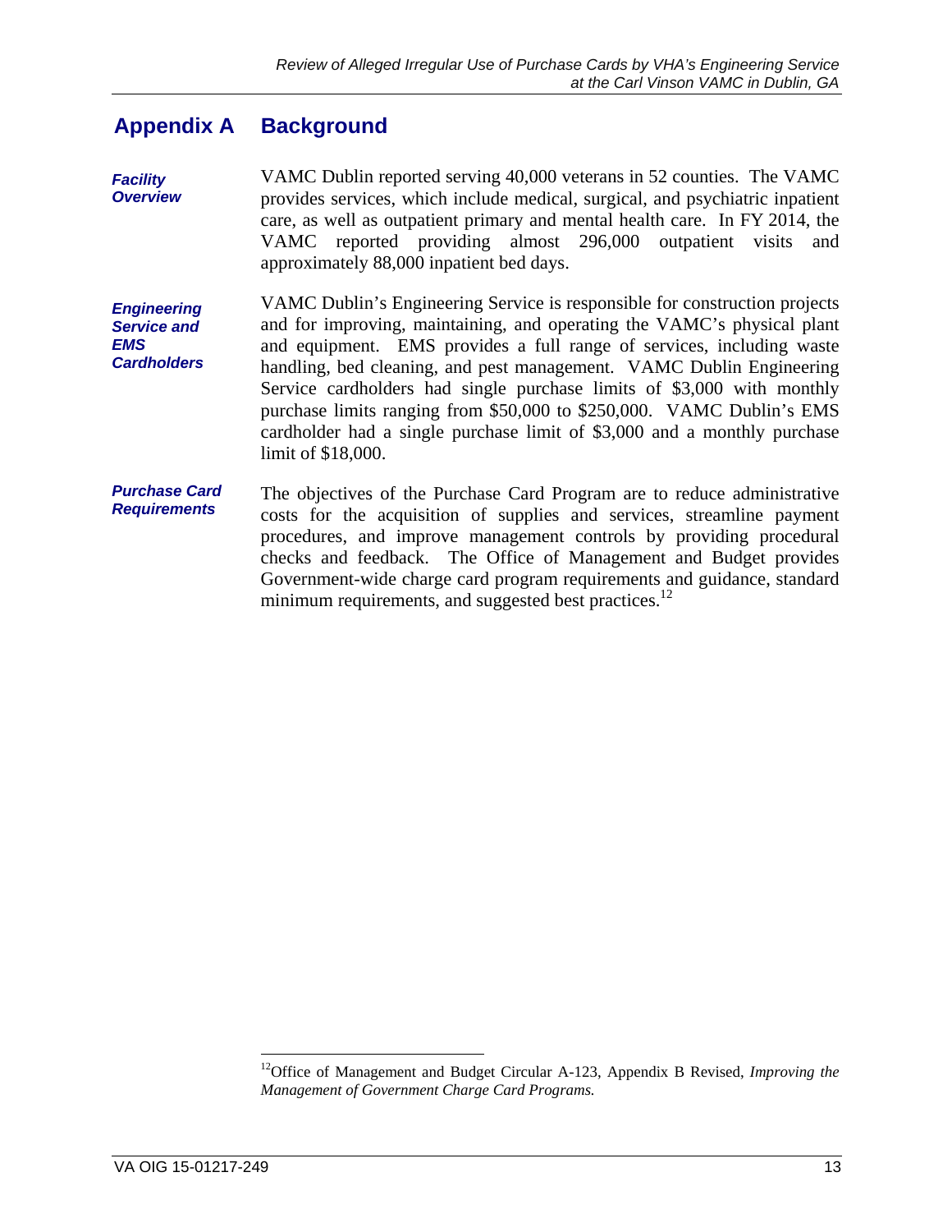## Appendix A Background

***Facility Overview***

VAMC Dublin reported serving 40,000 veterans in 52 counties. The VAMC provides services, which include medical, surgical, and psychiatric inpatient care, as well as outpatient primary and mental health care. In FY 2014, the VAMC reported providing almost 296,000 outpatient visits and approximately 88,000 inpatient bed days.

***Engineering Service and EMS Cardholders***

VAMC Dublin's Engineering Service is responsible for construction projects and for improving, maintaining, and operating the VAMC's physical plant and equipment. EMS provides a full range of services, including waste handling, bed cleaning, and pest management. VAMC Dublin Engineering Service cardholders had single purchase limits of $3,000 with monthly purchase limits ranging from $50,000 to $250,000. VAMC Dublin's EMS cardholder had a single purchase limit of $3,000 and a monthly purchase limit of $18,000.

***Purchase Card Requirements***

The objectives of the Purchase Card Program are to reduce administrative costs for the acquisition of supplies and services, streamline payment procedures, and improve management controls by providing procedural checks and feedback. The Office of Management and Budget provides Government-wide charge card program requirements and guidance, standard minimum requirements, and suggested best practices.[12]

---

[12]Office of Management and Budget Circular A-123, Appendix B Revised, *Improving the Management of Government Charge Card Programs.*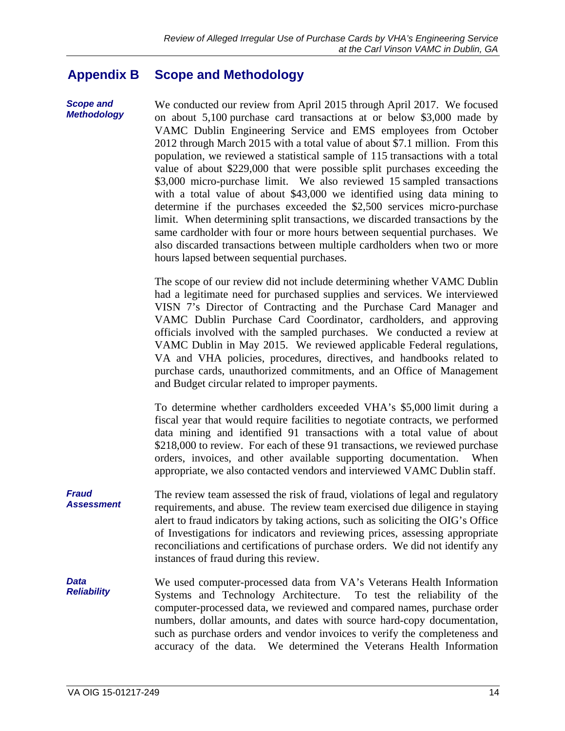## Appendix B Scope and Methodology

***Scope and Methodology***

We conducted our review from April 2015 through April 2017. We focused on about 5,100 purchase card transactions at or below $3,000 made by VAMC Dublin Engineering Service and EMS employees from October 2012 through March 2015 with a total value of about $7.1 million. From this population, we reviewed a statistical sample of 115 transactions with a total value of about $229,000 that were possible split purchases exceeding the $3,000 micro-purchase limit. We also reviewed 15 sampled transactions with a total value of about $43,000 we identified using data mining to determine if the purchases exceeded the $2,500 services micro-purchase limit. When determining split transactions, we discarded transactions by the same cardholder with four or more hours between sequential purchases. We also discarded transactions between multiple cardholders when two or more hours lapsed between sequential purchases.

The scope of our review did not include determining whether VAMC Dublin had a legitimate need for purchased supplies and services. We interviewed VISN 7's Director of Contracting and the Purchase Card Manager and VAMC Dublin Purchase Card Coordinator, cardholders, and approving officials involved with the sampled purchases. We conducted a review at VAMC Dublin in May 2015. We reviewed applicable Federal regulations, VA and VHA policies, procedures, directives, and handbooks related to purchase cards, unauthorized commitments, and an Office of Management and Budget circular related to improper payments.

To determine whether cardholders exceeded VHA's $5,000 limit during a fiscal year that would require facilities to negotiate contracts, we performed data mining and identified 91 transactions with a total value of about $218,000 to review. For each of these 91 transactions, we reviewed purchase orders, invoices, and other available supporting documentation. When appropriate, we also contacted vendors and interviewed VAMC Dublin staff.

***Fraud Assessment***

The review team assessed the risk of fraud, violations of legal and regulatory requirements, and abuse. The review team exercised due diligence in staying alert to fraud indicators by taking actions, such as soliciting the OIG's Office of Investigations for indicators and reviewing prices, assessing appropriate reconciliations and certifications of purchase orders. We did not identify any instances of fraud during this review.

***Data Reliability***

We used computer-processed data from VA's Veterans Health Information Systems and Technology Architecture. To test the reliability of the computer-processed data, we reviewed and compared names, purchase order numbers, dollar amounts, and dates with source hard-copy documentation, such as purchase orders and vendor invoices to verify the completeness and accuracy of the data. We determined the Veterans Health Information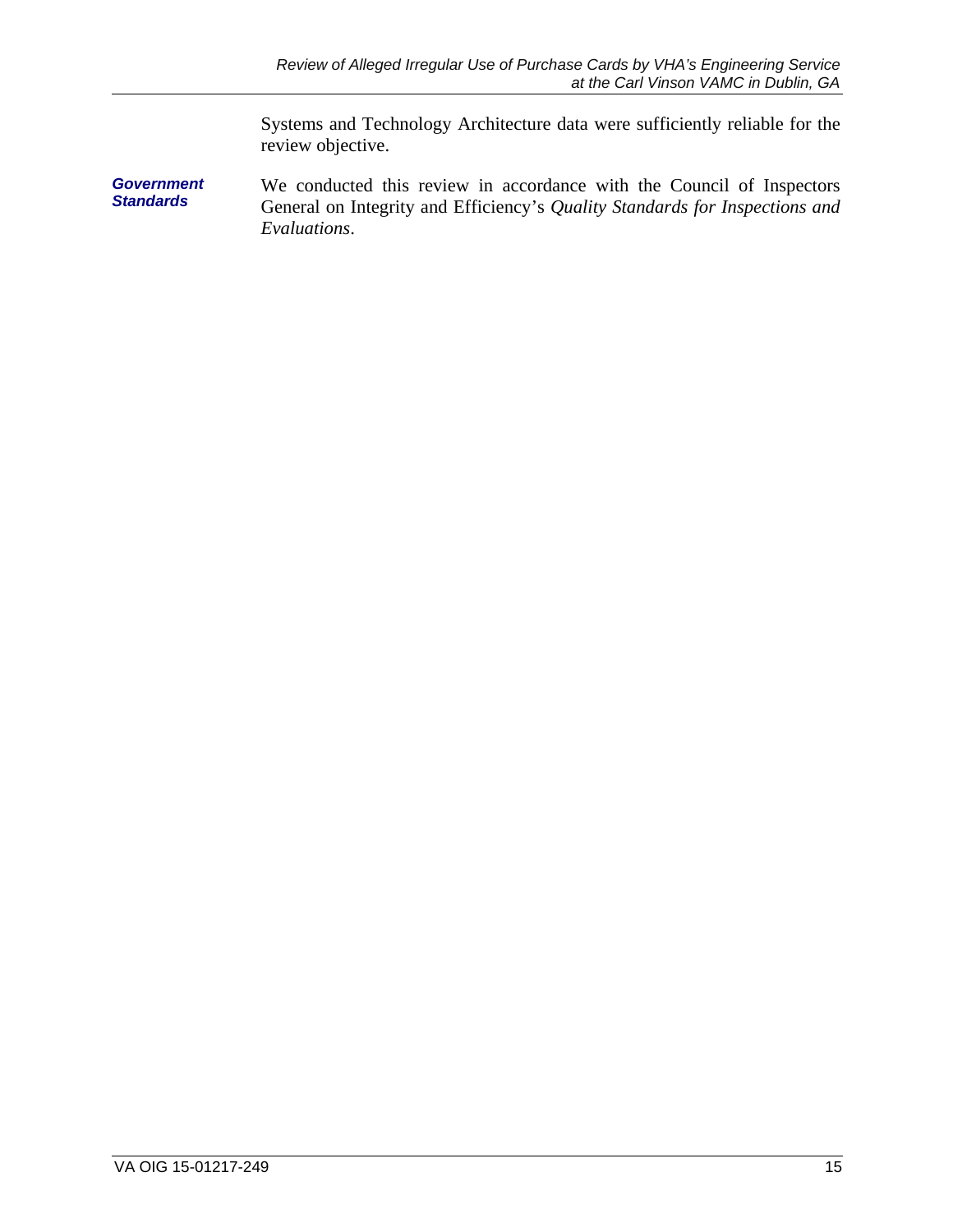Systems and Technology Architecture data were sufficiently reliable for the review objective.

***Government Standards***

We conducted this review in accordance with the Council of Inspectors General on Integrity and Efficiency's *Quality Standards for Inspections and Evaluations*.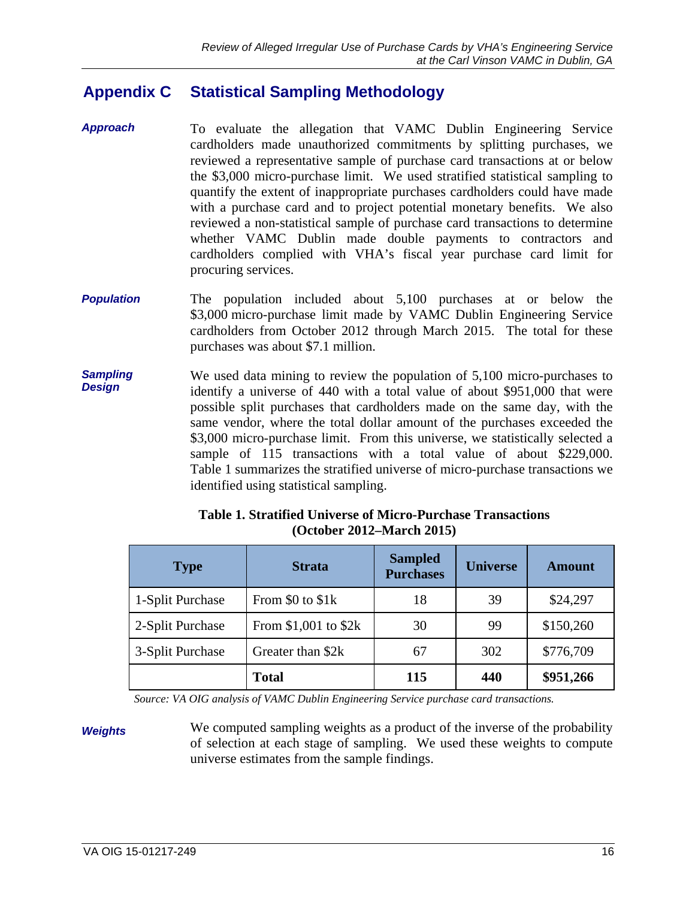## Appendix C Statistical Sampling Methodology

***Approach***

To evaluate the allegation that VAMC Dublin Engineering Service cardholders made unauthorized commitments by splitting purchases, we reviewed a representative sample of purchase card transactions at or below the $3,000 micro-purchase limit. We used stratified statistical sampling to quantify the extent of inappropriate purchases cardholders could have made with a purchase card and to project potential monetary benefits. We also reviewed a non-statistical sample of purchase card transactions to determine whether VAMC Dublin made double payments to contractors and cardholders complied with VHA's fiscal year purchase card limit for procuring services.

***Population***

The population included about 5,100 purchases at or below the $3,000 micro-purchase limit made by VAMC Dublin Engineering Service cardholders from October 2012 through March 2015. The total for these purchases was about $7.1 million.

***Sampling Design***

We used data mining to review the population of 5,100 micro-purchases to identify a universe of 440 with a total value of about $951,000 that were possible split purchases that cardholders made on the same day, with the same vendor, where the total dollar amount of the purchases exceeded the $3,000 micro-purchase limit. From this universe, we statistically selected a sample of 115 transactions with a total value of about $229,000. Table 1 summarizes the stratified universe of micro-purchase transactions we identified using statistical sampling.

**Table 1. Stratified Universe of Micro-Purchase Transactions (October 2012–March 2015)**

| Type | Strata | Sampled Purchases | Universe | Amount |
|---|---|---|---|---|
| 1-Split Purchase | From $0 to $1k | 18 | 39 | $24,297 |
| 2-Split Purchase | From $1,001 to $2k | 30 | 99 | $150,260 |
| 3-Split Purchase | Greater than $2k | 67 | 302 | $776,709 |
| | **Total** | **115** | **440** | **$951,266** |

*Source: VA OIG analysis of VAMC Dublin Engineering Service purchase card transactions.*

***Weights***

We computed sampling weights as a product of the inverse of the probability of selection at each stage of sampling. We used these weights to compute universe estimates from the sample findings.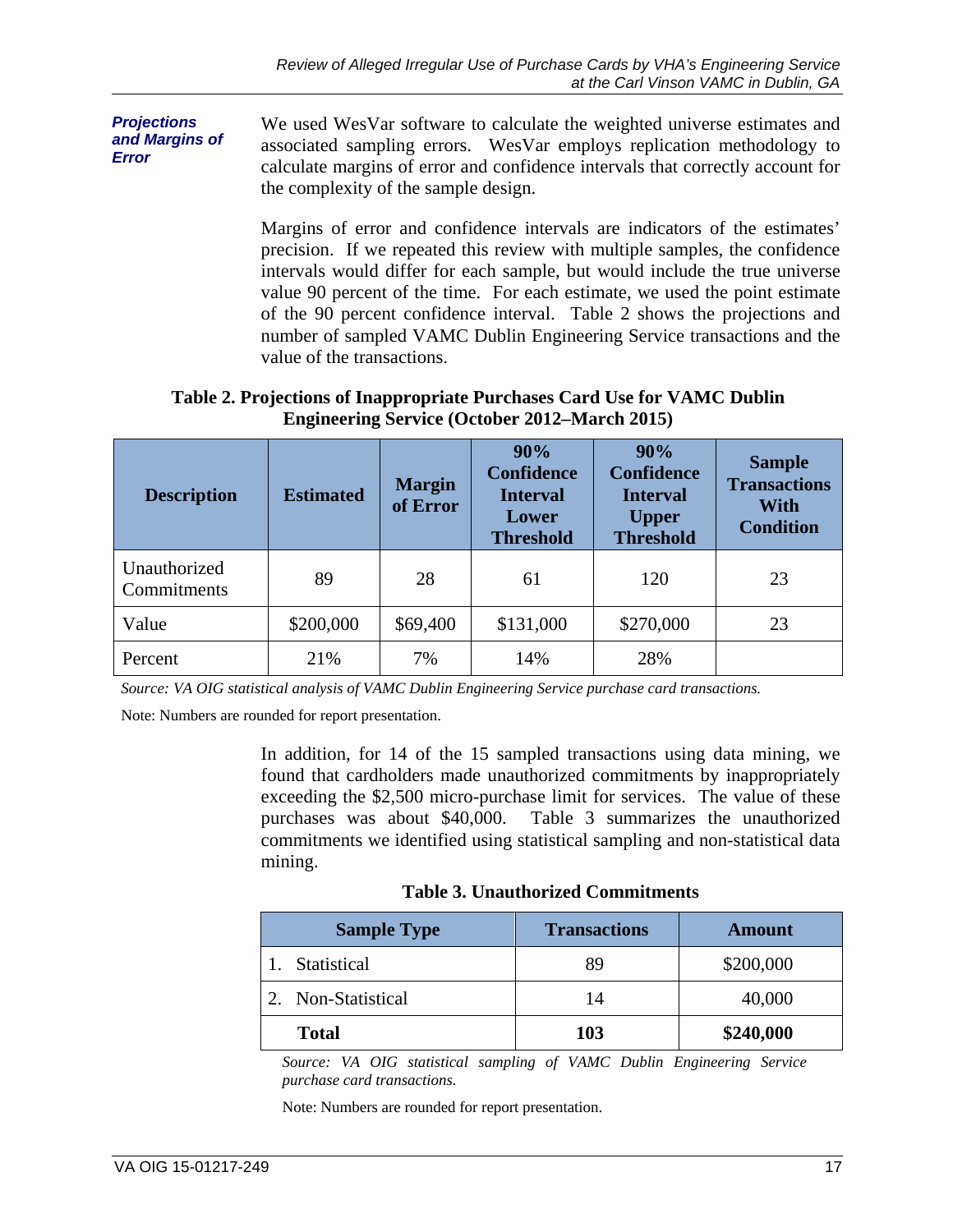***Projections and Margins of Error***

We used WesVar software to calculate the weighted universe estimates and associated sampling errors. WesVar employs replication methodology to calculate margins of error and confidence intervals that correctly account for the complexity of the sample design.

Margins of error and confidence intervals are indicators of the estimates' precision. If we repeated this review with multiple samples, the confidence intervals would differ for each sample, but would include the true universe value 90 percent of the time. For each estimate, we used the point estimate of the 90 percent confidence interval. Table 2 shows the projections and number of sampled VAMC Dublin Engineering Service transactions and the value of the transactions.

**Table 2. Projections of Inappropriate Purchases Card Use for VAMC Dublin Engineering Service (October 2012–March 2015)**

| Description | Estimated | Margin of Error | 90% Confidence Interval Lower Threshold | 90% Confidence Interval Upper Threshold | Sample Transactions With Condition |
|---|---|---|---|---|---|
| Unauthorized Commitments | 89 | 28 | 61 | 120 | 23 |
| Value | $200,000 | $69,400 | $131,000 | $270,000 | 23 |
| Percent | 21% | 7% | 14% | 28% | |

*Source: VA OIG statistical analysis of VAMC Dublin Engineering Service purchase card transactions.*

Note: Numbers are rounded for report presentation.

In addition, for 14 of the 15 sampled transactions using data mining, we found that cardholders made unauthorized commitments by inappropriately exceeding the $2,500 micro-purchase limit for services. The value of these purchases was about $40,000. Table 3 summarizes the unauthorized commitments we identified using statistical sampling and non-statistical data mining.

**Table 3. Unauthorized Commitments**

| Sample Type | Transactions | Amount |
|---|---|---|
| 1. Statistical | 89 | $200,000 |
| 2. Non-Statistical | 14 | 40,000 |
| **Total** | **103** | **$240,000** |

*Source: VA OIG statistical sampling of VAMC Dublin Engineering Service purchase card transactions.*

Note: Numbers are rounded for report presentation.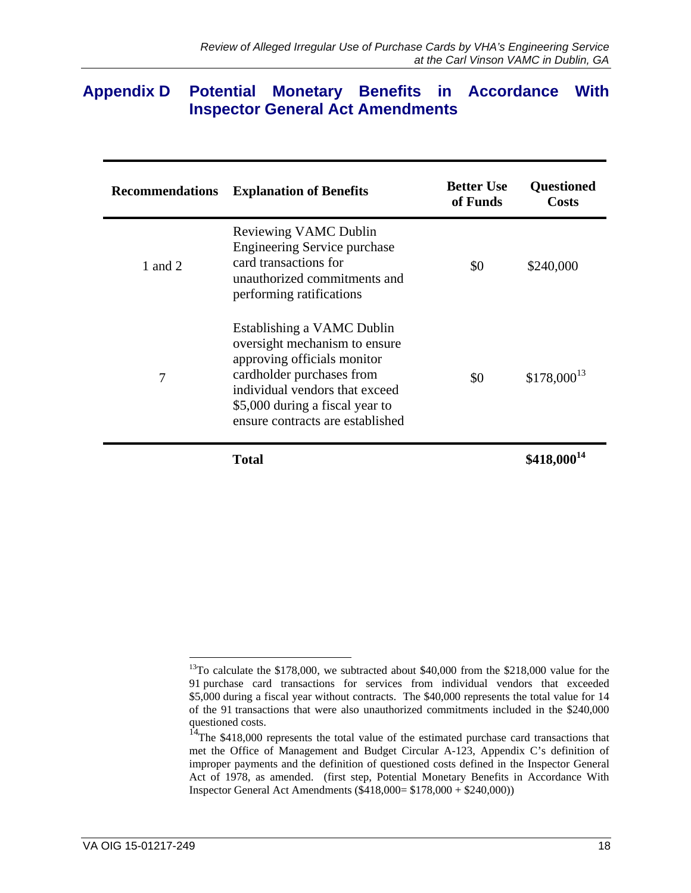## Appendix D Potential Monetary Benefits in Accordance With Inspector General Act Amendments

| Recommendations | Explanation of Benefits | Better Use of Funds | Questioned Costs |
|---|---|---|---|
| 1 and 2 | Reviewing VAMC Dublin Engineering Service purchase card transactions for unauthorized commitments and performing ratifications | $0 | $240,000 |
| 7 | Establishing a VAMC Dublin oversight mechanism to ensure approving officials monitor cardholder purchases from individual vendors that exceed $5,000 during a fiscal year to ensure contracts are established | $0 | $178,000[13] |
| | **Total** | | **$418,000[14]** |

[13]To calculate the $178,000, we subtracted about $40,000 from the $218,000 value for the 91 purchase card transactions for services from individual vendors that exceeded $5,000 during a fiscal year without contracts. The $40,000 represents the total value for 14 of the 91 transactions that were also unauthorized commitments included in the $240,000 questioned costs.

[14]The $418,000 represents the total value of the estimated purchase card transactions that met the Office of Management and Budget Circular A-123, Appendix C's definition of improper payments and the definition of questioned costs defined in the Inspector General Act of 1978, as amended. (first step, Potential Monetary Benefits in Accordance With Inspector General Act Amendments ($418,000= $178,000 + $240,000))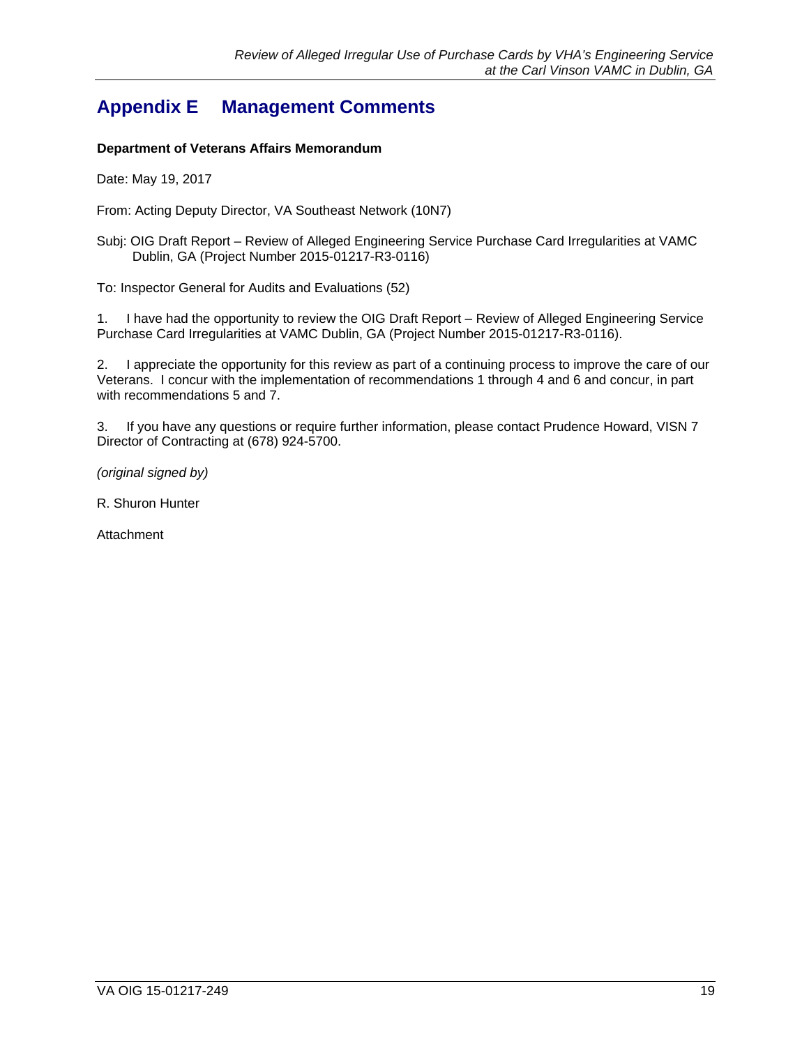## Appendix E    Management Comments

**Department of Veterans Affairs Memorandum**

Date: May 19, 2017

From: Acting Deputy Director, VA Southeast Network (10N7)

Subj: OIG Draft Report – Review of Alleged Engineering Service Purchase Card Irregularities at VAMC Dublin, GA (Project Number 2015-01217-R3-0116)

To: Inspector General for Audits and Evaluations (52)

1. I have had the opportunity to review the OIG Draft Report – Review of Alleged Engineering Service Purchase Card Irregularities at VAMC Dublin, GA (Project Number 2015-01217-R3-0116).

2. I appreciate the opportunity for this review as part of a continuing process to improve the care of our Veterans. I concur with the implementation of recommendations 1 through 4 and 6 and concur, in part with recommendations 5 and 7.

3. If you have any questions or require further information, please contact Prudence Howard, VISN 7 Director of Contracting at (678) 924-5700.

*(original signed by)*

R. Shuron Hunter

Attachment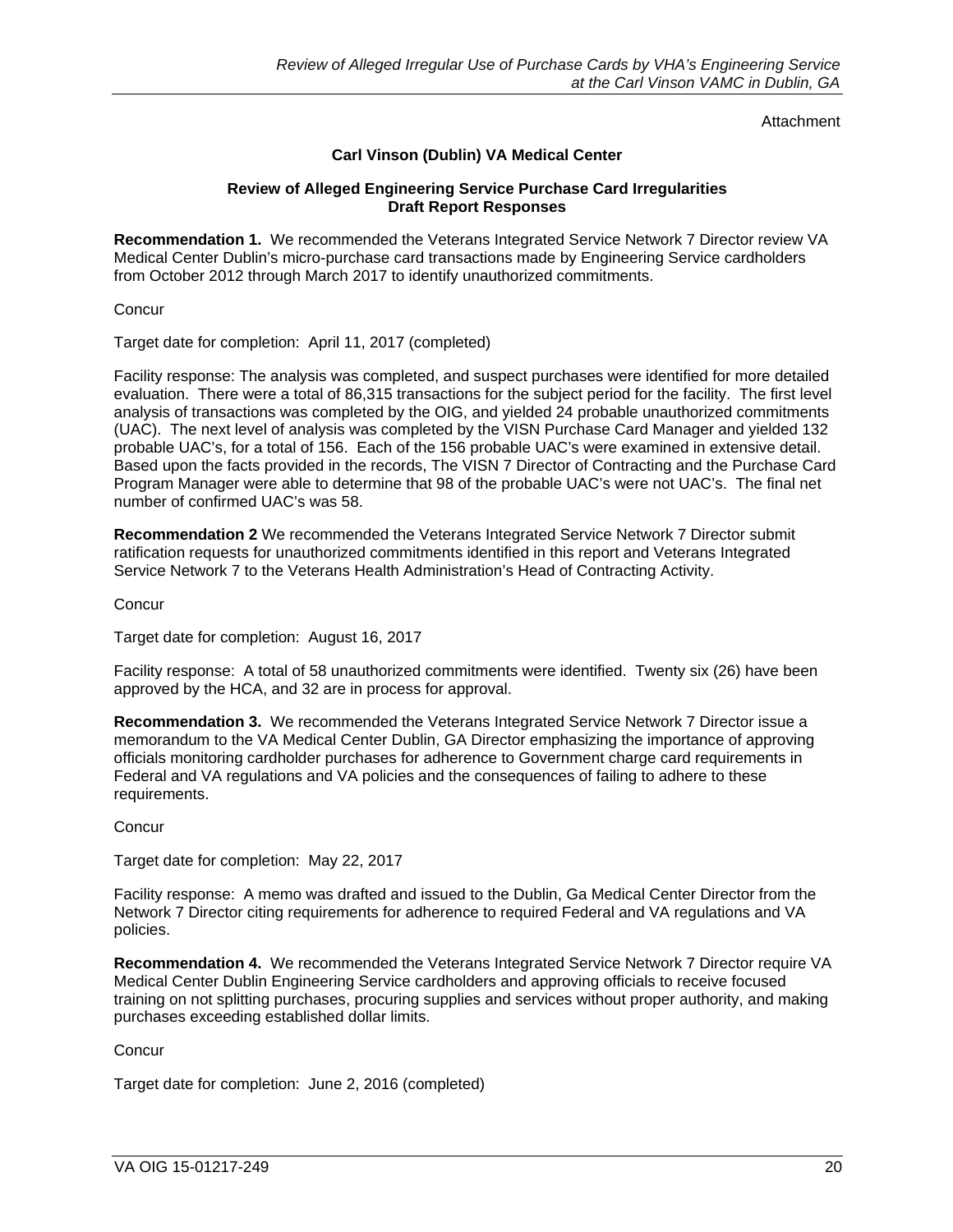Attachment

### Carl Vinson (Dublin) VA Medical Center

#### Review of Alleged Engineering Service Purchase Card Irregularities Draft Report Responses

**Recommendation 1.** We recommended the Veterans Integrated Service Network 7 Director review VA Medical Center Dublin's micro-purchase card transactions made by Engineering Service cardholders from October 2012 through March 2017 to identify unauthorized commitments.

Concur

Target date for completion: April 11, 2017 (completed)

Facility response: The analysis was completed, and suspect purchases were identified for more detailed evaluation. There were a total of 86,315 transactions for the subject period for the facility. The first level analysis of transactions was completed by the OIG, and yielded 24 probable unauthorized commitments (UAC). The next level of analysis was completed by the VISN Purchase Card Manager and yielded 132 probable UAC's, for a total of 156. Each of the 156 probable UAC's were examined in extensive detail. Based upon the facts provided in the records, The VISN 7 Director of Contracting and the Purchase Card Program Manager were able to determine that 98 of the probable UAC's were not UAC's. The final net number of confirmed UAC's was 58.

**Recommendation 2** We recommended the Veterans Integrated Service Network 7 Director submit ratification requests for unauthorized commitments identified in this report and Veterans Integrated Service Network 7 to the Veterans Health Administration's Head of Contracting Activity.

Concur

Target date for completion: August 16, 2017

Facility response: A total of 58 unauthorized commitments were identified. Twenty six (26) have been approved by the HCA, and 32 are in process for approval.

**Recommendation 3.** We recommended the Veterans Integrated Service Network 7 Director issue a memorandum to the VA Medical Center Dublin, GA Director emphasizing the importance of approving officials monitoring cardholder purchases for adherence to Government charge card requirements in Federal and VA regulations and VA policies and the consequences of failing to adhere to these requirements.

Concur

Target date for completion: May 22, 2017

Facility response: A memo was drafted and issued to the Dublin, Ga Medical Center Director from the Network 7 Director citing requirements for adherence to required Federal and VA regulations and VA policies.

**Recommendation 4.** We recommended the Veterans Integrated Service Network 7 Director require VA Medical Center Dublin Engineering Service cardholders and approving officials to receive focused training on not splitting purchases, procuring supplies and services without proper authority, and making purchases exceeding established dollar limits.

Concur

Target date for completion: June 2, 2016 (completed)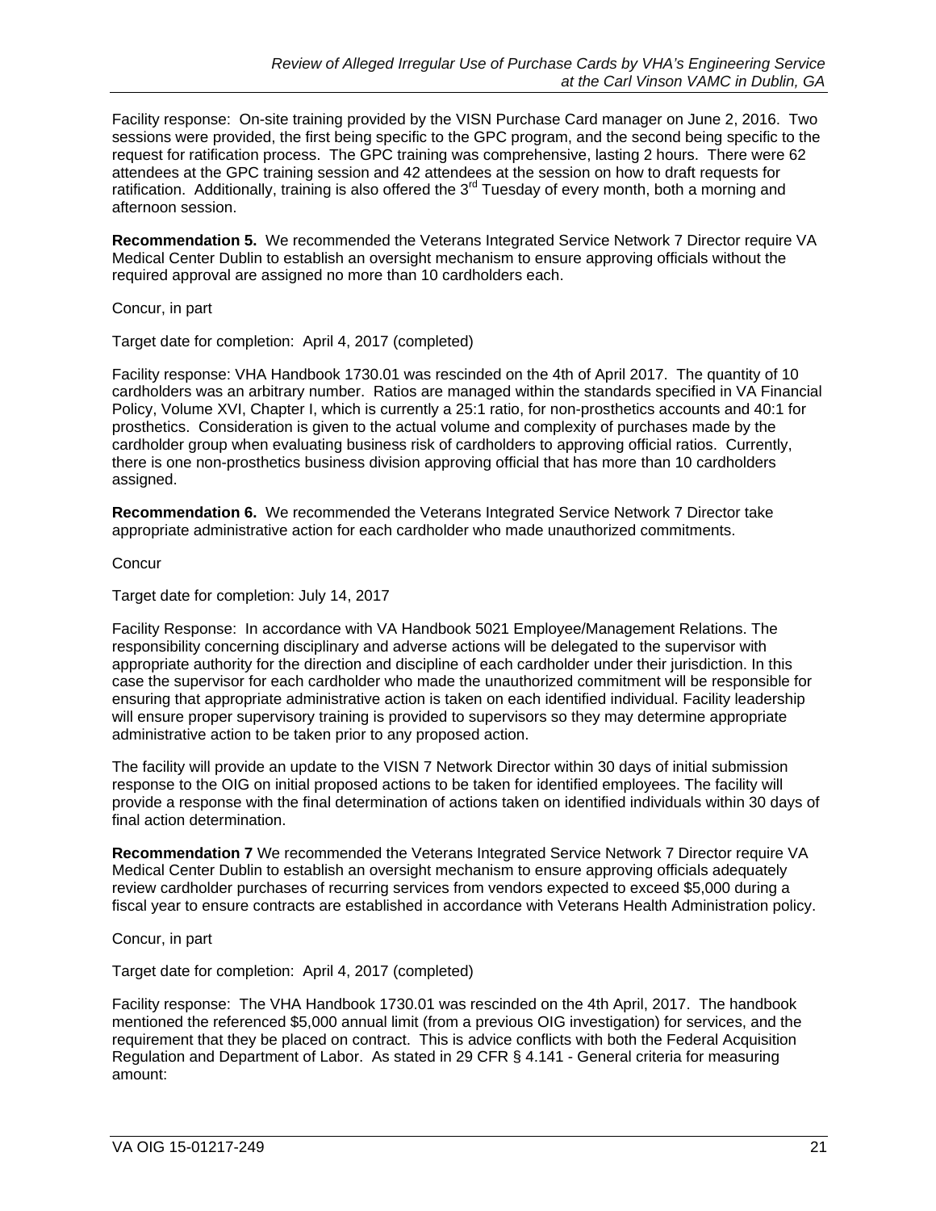Facility response: On-site training provided by the VISN Purchase Card manager on June 2, 2016. Two sessions were provided, the first being specific to the GPC program, and the second being specific to the request for ratification process. The GPC training was comprehensive, lasting 2 hours. There were 62 attendees at the GPC training session and 42 attendees at the session on how to draft requests for ratification. Additionally, training is also offered the 3rd Tuesday of every month, both a morning and afternoon session.

**Recommendation 5.** We recommended the Veterans Integrated Service Network 7 Director require VA Medical Center Dublin to establish an oversight mechanism to ensure approving officials without the required approval are assigned no more than 10 cardholders each.

Concur, in part

Target date for completion: April 4, 2017 (completed)

Facility response: VHA Handbook 1730.01 was rescinded on the 4th of April 2017. The quantity of 10 cardholders was an arbitrary number. Ratios are managed within the standards specified in VA Financial Policy, Volume XVI, Chapter I, which is currently a 25:1 ratio, for non-prosthetics accounts and 40:1 for prosthetics. Consideration is given to the actual volume and complexity of purchases made by the cardholder group when evaluating business risk of cardholders to approving official ratios. Currently, there is one non-prosthetics business division approving official that has more than 10 cardholders assigned.

**Recommendation 6.** We recommended the Veterans Integrated Service Network 7 Director take appropriate administrative action for each cardholder who made unauthorized commitments.

Concur

Target date for completion: July 14, 2017

Facility Response: In accordance with VA Handbook 5021 Employee/Management Relations. The responsibility concerning disciplinary and adverse actions will be delegated to the supervisor with appropriate authority for the direction and discipline of each cardholder under their jurisdiction. In this case the supervisor for each cardholder who made the unauthorized commitment will be responsible for ensuring that appropriate administrative action is taken on each identified individual. Facility leadership will ensure proper supervisory training is provided to supervisors so they may determine appropriate administrative action to be taken prior to any proposed action.

The facility will provide an update to the VISN 7 Network Director within 30 days of initial submission response to the OIG on initial proposed actions to be taken for identified employees. The facility will provide a response with the final determination of actions taken on identified individuals within 30 days of final action determination.

**Recommendation 7** We recommended the Veterans Integrated Service Network 7 Director require VA Medical Center Dublin to establish an oversight mechanism to ensure approving officials adequately review cardholder purchases of recurring services from vendors expected to exceed $5,000 during a fiscal year to ensure contracts are established in accordance with Veterans Health Administration policy.

Concur, in part

Target date for completion: April 4, 2017 (completed)

Facility response: The VHA Handbook 1730.01 was rescinded on the 4th April, 2017. The handbook mentioned the referenced $5,000 annual limit (from a previous OIG investigation) for services, and the requirement that they be placed on contract. This is advice conflicts with both the Federal Acquisition Regulation and Department of Labor. As stated in 29 CFR § 4.141 - General criteria for measuring amount: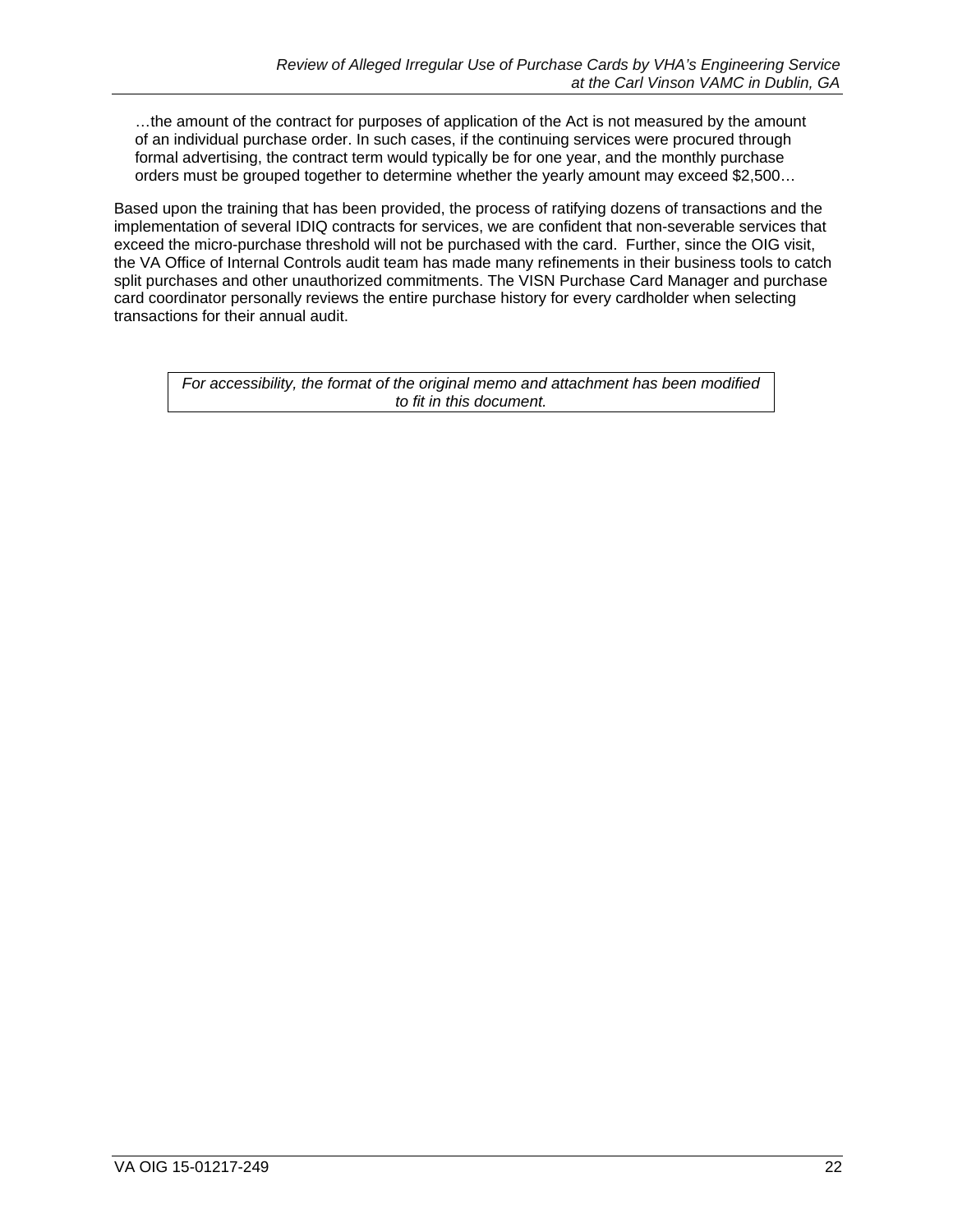> …the amount of the contract for purposes of application of the Act is not measured by the amount of an individual purchase order. In such cases, if the continuing services were procured through formal advertising, the contract term would typically be for one year, and the monthly purchase orders must be grouped together to determine whether the yearly amount may exceed $2,500…

Based upon the training that has been provided, the process of ratifying dozens of transactions and the implementation of several IDIQ contracts for services, we are confident that non-severable services that exceed the micro-purchase threshold will not be purchased with the card. Further, since the OIG visit, the VA Office of Internal Controls audit team has made many refinements in their business tools to catch split purchases and other unauthorized commitments. The VISN Purchase Card Manager and purchase card coordinator personally reviews the entire purchase history for every cardholder when selecting transactions for their annual audit.

*For accessibility, the format of the original memo and attachment has been modified to fit in this document.*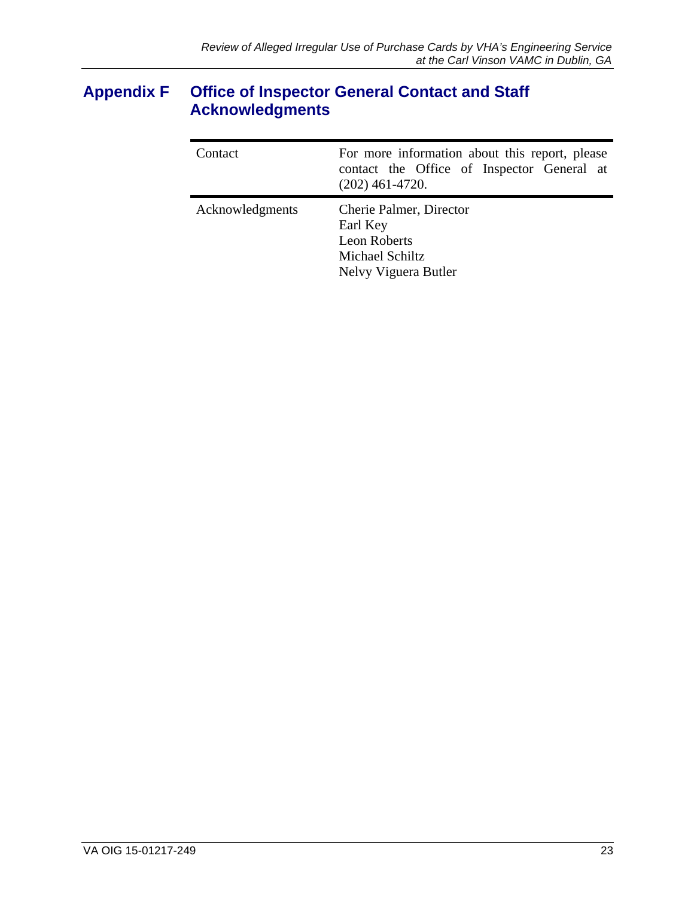## Appendix F Office of Inspector General Contact and Staff Acknowledgments

| | |
|---|---|
| Contact | For more information about this report, please contact the Office of Inspector General at (202) 461-4720. |
| Acknowledgments | Cherie Palmer, Director<br>Earl Key<br>Leon Roberts<br>Michael Schiltz<br>Nelvy Viguera Butler |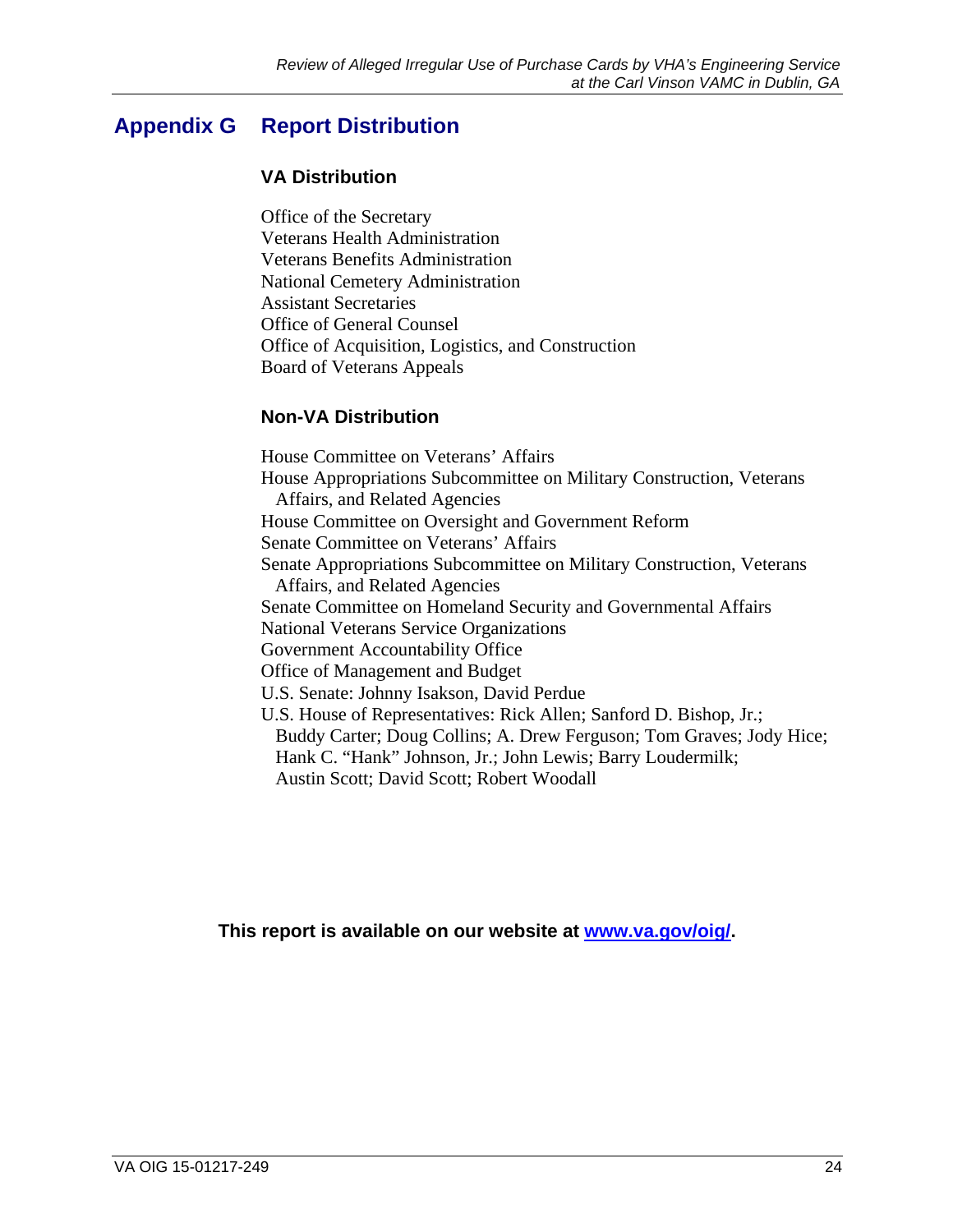# Appendix G Report Distribution

## VA Distribution

Office of the Secretary
Veterans Health Administration
Veterans Benefits Administration
National Cemetery Administration
Assistant Secretaries
Office of General Counsel
Office of Acquisition, Logistics, and Construction
Board of Veterans Appeals

## Non-VA Distribution

House Committee on Veterans' Affairs
House Appropriations Subcommittee on Military Construction, Veterans Affairs, and Related Agencies
House Committee on Oversight and Government Reform
Senate Committee on Veterans' Affairs
Senate Appropriations Subcommittee on Military Construction, Veterans Affairs, and Related Agencies
Senate Committee on Homeland Security and Governmental Affairs
National Veterans Service Organizations
Government Accountability Office
Office of Management and Budget
U.S. Senate: Johnny Isakson, David Perdue
U.S. House of Representatives: Rick Allen; Sanford D. Bishop, Jr.; Buddy Carter; Doug Collins; A. Drew Ferguson; Tom Graves; Jody Hice; Hank C. "Hank" Johnson, Jr.; John Lewis; Barry Loudermilk; Austin Scott; David Scott; Robert Woodall

**This report is available on our website at [www.va.gov/oig/](www.va.gov/oig/).**